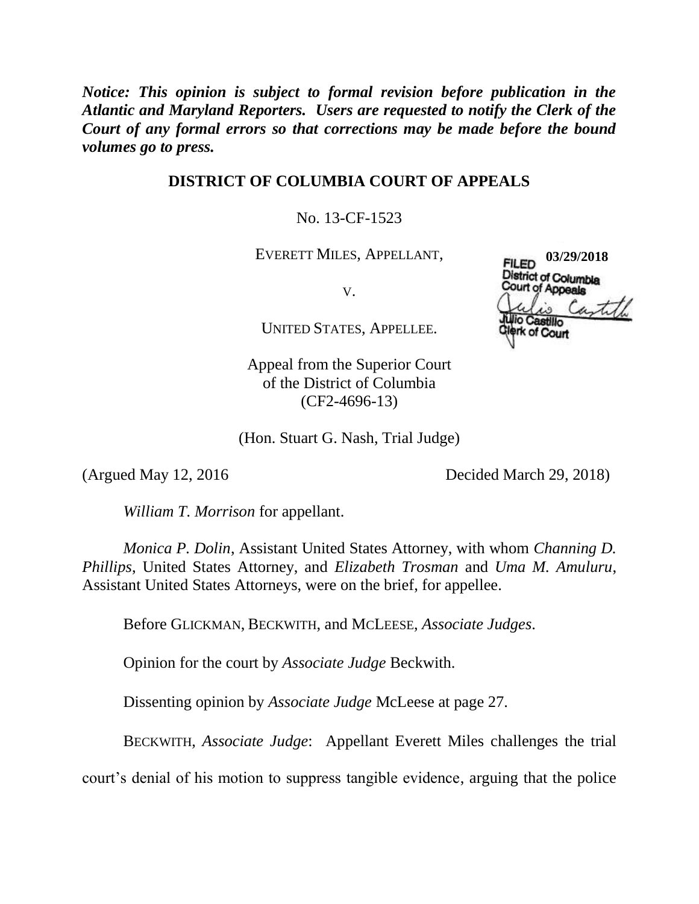***Notice: This opinion is subject to formal revision before publication in the Atlantic and Maryland Reporters. Users are requested to notify the Clerk of the Court of any formal errors so that corrections may be made before the bound volumes go to press.***

**DISTRICT OF COLUMBIA COURT OF APPEALS**

No. 13-CF-1523

EVERETT MILES, APPELLANT,

V.

UNITED STATES, APPELLEE.

FILED 03/29/2018
District of Columbia Court of Appeals
Julio Castillo
Clerk of Court

Appeal from the Superior Court of the District of Columbia (CF2-4696-13)

(Hon. Stuart G. Nash, Trial Judge)

(Argued May 12, 2016 Decided March 29, 2018)

*William T. Morrison* for appellant.

*Monica P. Dolin*, Assistant United States Attorney, with whom *Channing D. Phillips*, United States Attorney, and *Elizabeth Trosman* and *Uma M. Amuluru*, Assistant United States Attorneys, were on the brief, for appellee.

Before GLICKMAN, BECKWITH, and MCLEESE, *Associate Judges*.

Opinion for the court by *Associate Judge* Beckwith.

Dissenting opinion by *Associate Judge* McLeese at page 27.

BECKWITH, *Associate Judge*: Appellant Everett Miles challenges the trial court's denial of his motion to suppress tangible evidence, arguing that the police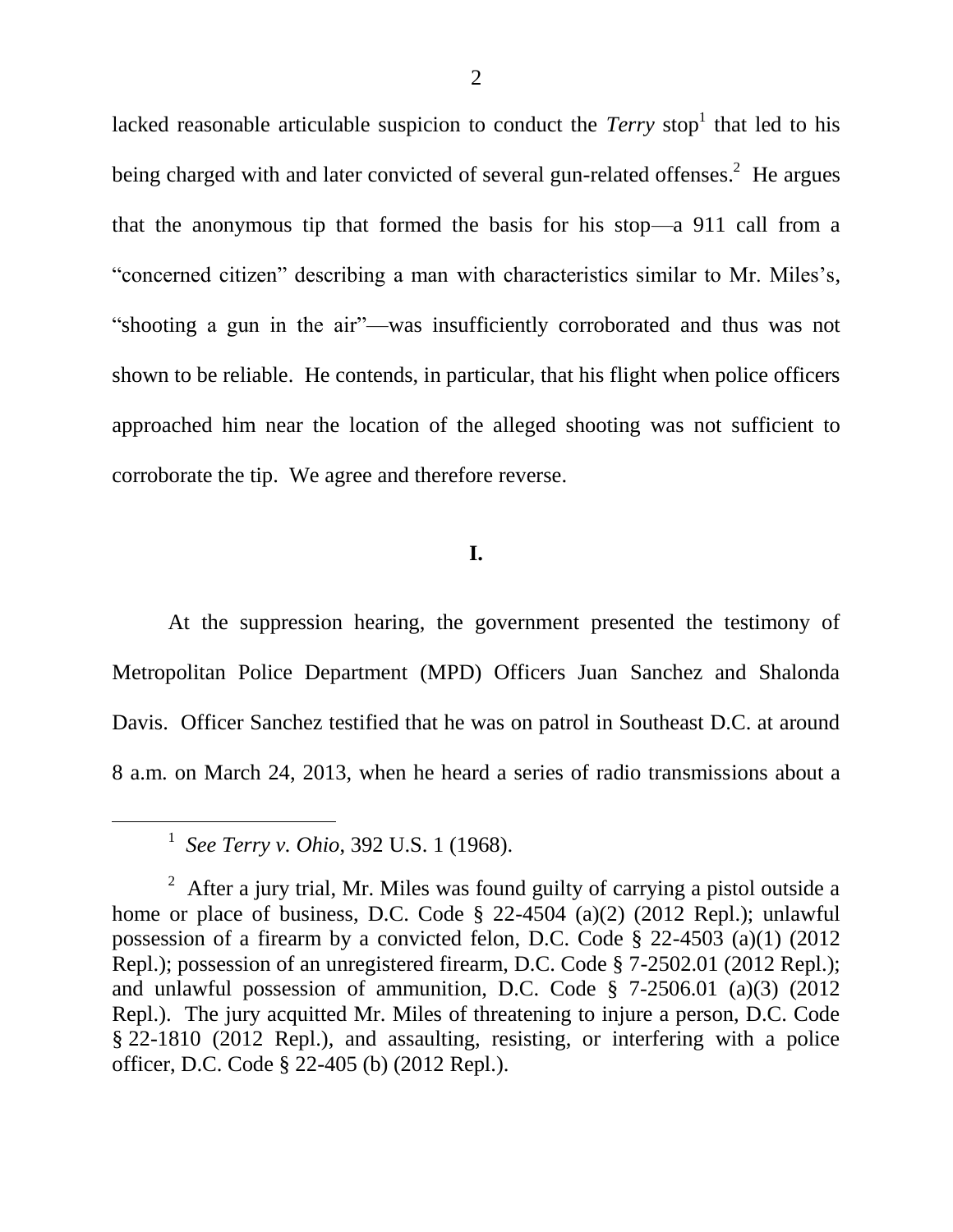lacked reasonable articulable suspicion to conduct the *Terry* stop[1] that led to his being charged with and later convicted of several gun-related offenses.[2] He argues that the anonymous tip that formed the basis for his stop—a 911 call from a "concerned citizen" describing a man with characteristics similar to Mr. Miles's, "shooting a gun in the air"—was insufficiently corroborated and thus was not shown to be reliable. He contends, in particular, that his flight when police officers approached him near the location of the alleged shooting was not sufficient to corroborate the tip. We agree and therefore reverse.

## I.

At the suppression hearing, the government presented the testimony of Metropolitan Police Department (MPD) Officers Juan Sanchez and Shalonda Davis. Officer Sanchez testified that he was on patrol in Southeast D.C. at around 8 a.m. on March 24, 2013, when he heard a series of radio transmissions about a

---

[1] *See Terry v. Ohio*, 392 U.S. 1 (1968).

[2] After a jury trial, Mr. Miles was found guilty of carrying a pistol outside a home or place of business, D.C. Code § 22-4504 (a)(2) (2012 Repl.); unlawful possession of a firearm by a convicted felon, D.C. Code § 22-4503 (a)(1) (2012 Repl.); possession of an unregistered firearm, D.C. Code § 7-2502.01 (2012 Repl.); and unlawful possession of ammunition, D.C. Code § 7-2506.01 (a)(3) (2012 Repl.). The jury acquitted Mr. Miles of threatening to injure a person, D.C. Code § 22-1810 (2012 Repl.), and assaulting, resisting, or interfering with a police officer, D.C. Code § 22-405 (b) (2012 Repl.).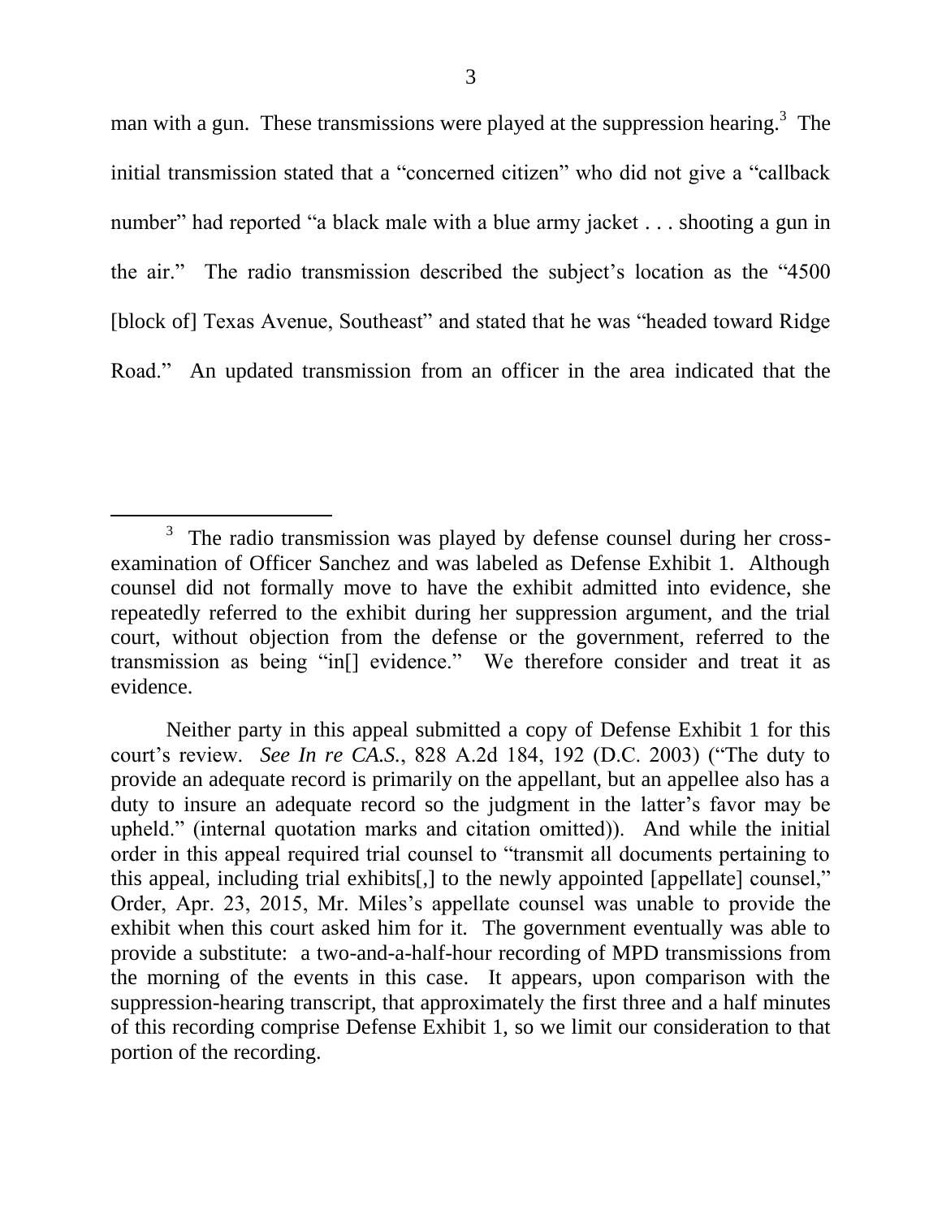man with a gun. These transmissions were played at the suppression hearing.[3] The initial transmission stated that a "concerned citizen" who did not give a "callback number" had reported "a black male with a blue army jacket . . . shooting a gun in the air." The radio transmission described the subject's location as the "4500 [block of] Texas Avenue, Southeast" and stated that he was "headed toward Ridge Road." An updated transmission from an officer in the area indicated that the

---

[3] The radio transmission was played by defense counsel during her cross-examination of Officer Sanchez and was labeled as Defense Exhibit 1. Although counsel did not formally move to have the exhibit admitted into evidence, she repeatedly referred to the exhibit during her suppression argument, and the trial court, without objection from the defense or the government, referred to the transmission as being "in[] evidence." We therefore consider and treat it as evidence.

Neither party in this appeal submitted a copy of Defense Exhibit 1 for this court's review. *See In re CA.S.*, 828 A.2d 184, 192 (D.C. 2003) ("The duty to provide an adequate record is primarily on the appellant, but an appellee also has a duty to insure an adequate record so the judgment in the latter's favor may be upheld." (internal quotation marks and citation omitted)). And while the initial order in this appeal required trial counsel to "transmit all documents pertaining to this appeal, including trial exhibits[,] to the newly appointed [appellate] counsel," Order, Apr. 23, 2015, Mr. Miles's appellate counsel was unable to provide the exhibit when this court asked him for it. The government eventually was able to provide a substitute: a two-and-a-half-hour recording of MPD transmissions from the morning of the events in this case. It appears, upon comparison with the suppression-hearing transcript, that approximately the first three and a half minutes of this recording comprise Defense Exhibit 1, so we limit our consideration to that portion of the recording.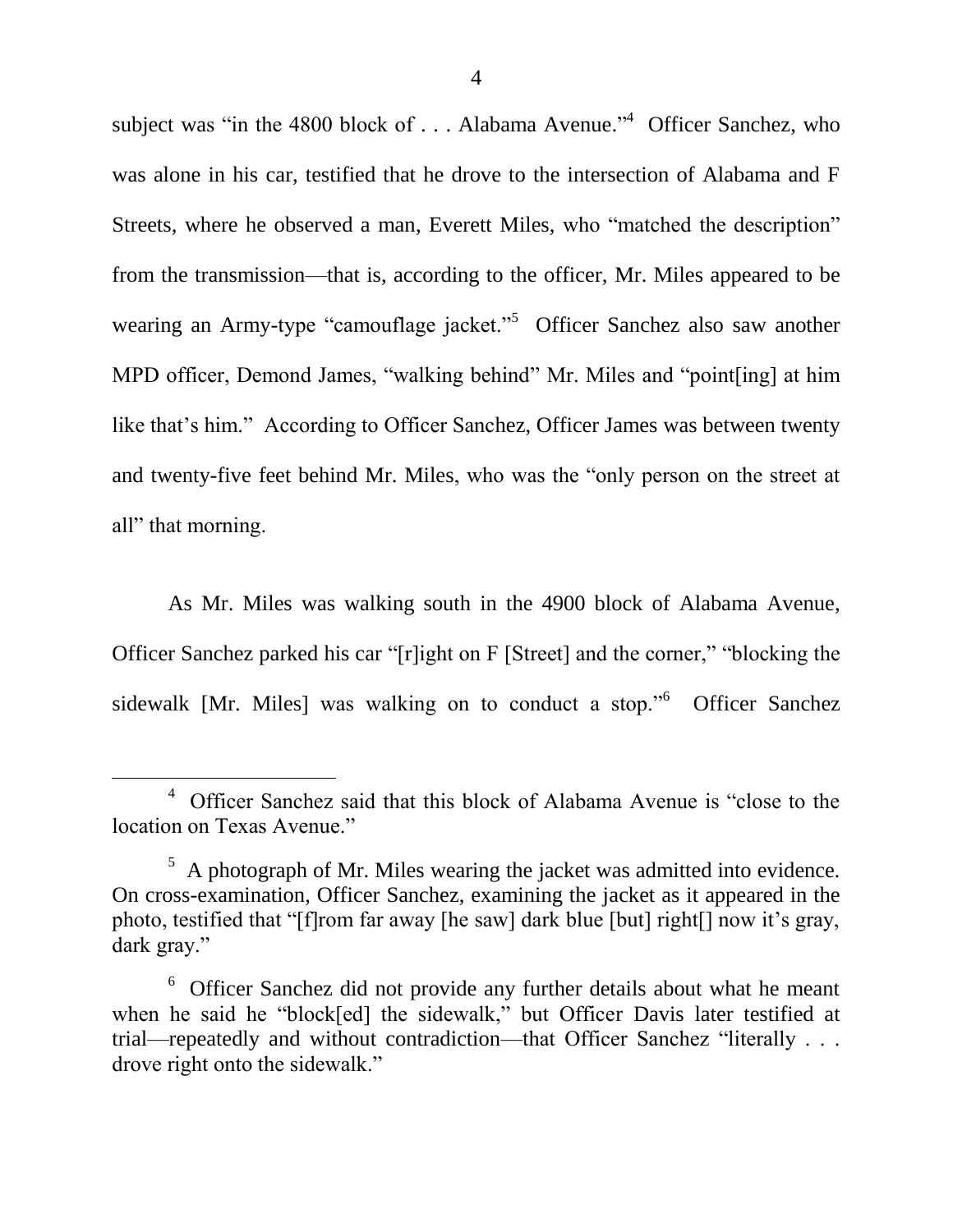subject was "in the 4800 block of . . . Alabama Avenue."[4] Officer Sanchez, who was alone in his car, testified that he drove to the intersection of Alabama and F Streets, where he observed a man, Everett Miles, who "matched the description" from the transmission—that is, according to the officer, Mr. Miles appeared to be wearing an Army-type "camouflage jacket."[5] Officer Sanchez also saw another MPD officer, Demond James, "walking behind" Mr. Miles and "point[ing] at him like that's him." According to Officer Sanchez, Officer James was between twenty and twenty-five feet behind Mr. Miles, who was the "only person on the street at all" that morning.

As Mr. Miles was walking south in the 4900 block of Alabama Avenue, Officer Sanchez parked his car "[r]ight on F [Street] and the corner," "blocking the sidewalk [Mr. Miles] was walking on to conduct a stop."[6] Officer Sanchez

---

[4] Officer Sanchez said that this block of Alabama Avenue is "close to the location on Texas Avenue."

[5] A photograph of Mr. Miles wearing the jacket was admitted into evidence. On cross-examination, Officer Sanchez, examining the jacket as it appeared in the photo, testified that "[f]rom far away [he saw] dark blue [but] right[] now it's gray, dark gray."

[6] Officer Sanchez did not provide any further details about what he meant when he said he "block[ed] the sidewalk," but Officer Davis later testified at trial—repeatedly and without contradiction—that Officer Sanchez "literally . . . drove right onto the sidewalk."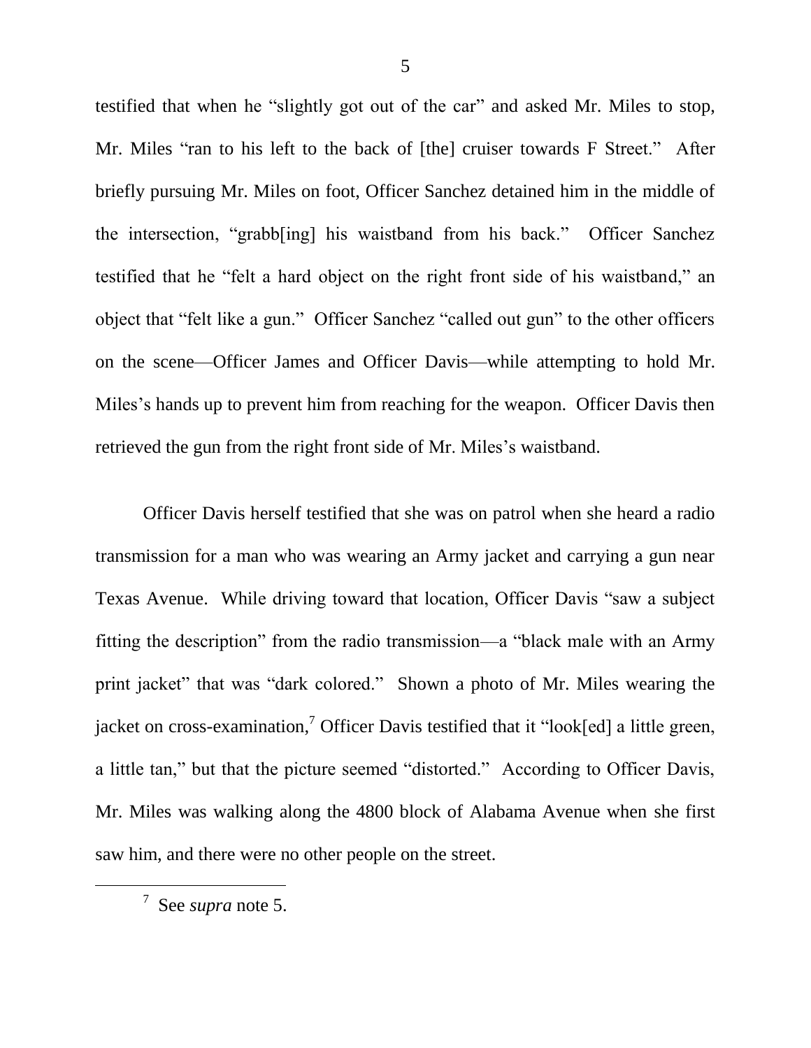testified that when he "slightly got out of the car" and asked Mr. Miles to stop, Mr. Miles "ran to his left to the back of [the] cruiser towards F Street." After briefly pursuing Mr. Miles on foot, Officer Sanchez detained him in the middle of the intersection, "grabb[ing] his waistband from his back." Officer Sanchez testified that he "felt a hard object on the right front side of his waistband," an object that "felt like a gun." Officer Sanchez "called out gun" to the other officers on the scene—Officer James and Officer Davis—while attempting to hold Mr. Miles's hands up to prevent him from reaching for the weapon. Officer Davis then retrieved the gun from the right front side of Mr. Miles's waistband.

Officer Davis herself testified that she was on patrol when she heard a radio transmission for a man who was wearing an Army jacket and carrying a gun near Texas Avenue. While driving toward that location, Officer Davis "saw a subject fitting the description" from the radio transmission—a "black male with an Army print jacket" that was "dark colored." Shown a photo of Mr. Miles wearing the jacket on cross-examination,[7] Officer Davis testified that it "look[ed] a little green, a little tan," but that the picture seemed "distorted." According to Officer Davis, Mr. Miles was walking along the 4800 block of Alabama Avenue when she first saw him, and there were no other people on the street.

---

[7] See *supra* note 5.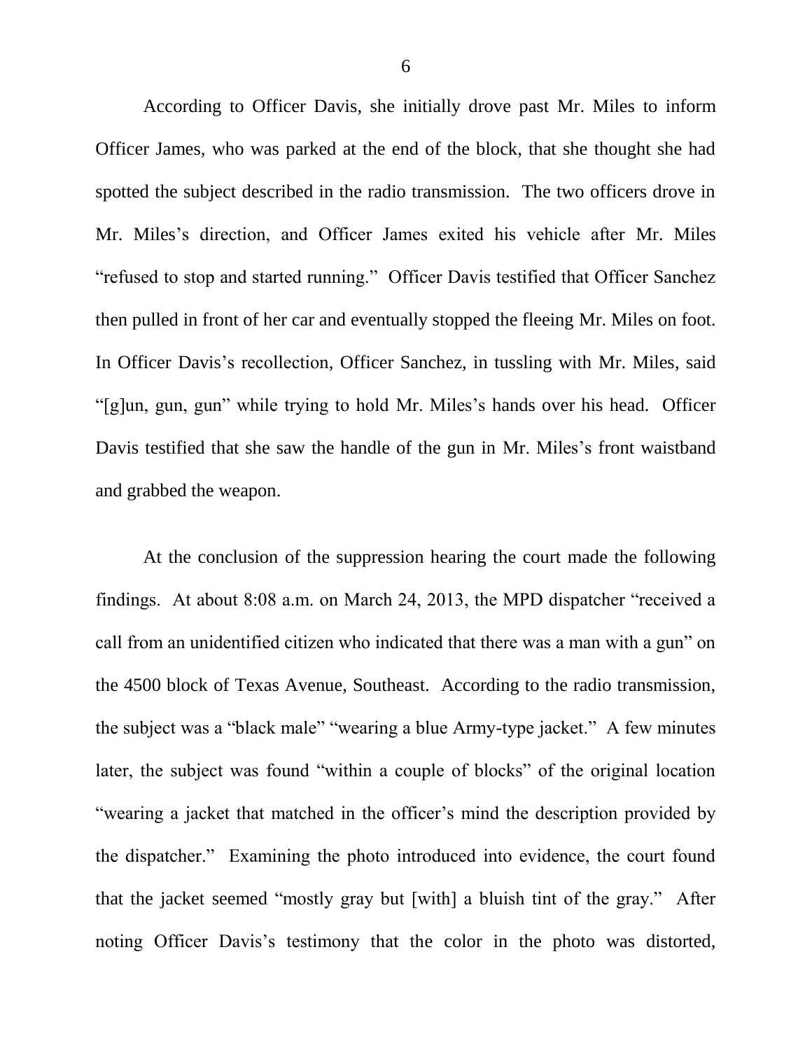According to Officer Davis, she initially drove past Mr. Miles to inform Officer James, who was parked at the end of the block, that she thought she had spotted the subject described in the radio transmission. The two officers drove in Mr. Miles's direction, and Officer James exited his vehicle after Mr. Miles "refused to stop and started running." Officer Davis testified that Officer Sanchez then pulled in front of her car and eventually stopped the fleeing Mr. Miles on foot. In Officer Davis's recollection, Officer Sanchez, in tussling with Mr. Miles, said "[g]un, gun, gun" while trying to hold Mr. Miles's hands over his head. Officer Davis testified that she saw the handle of the gun in Mr. Miles's front waistband and grabbed the weapon.

At the conclusion of the suppression hearing the court made the following findings. At about 8:08 a.m. on March 24, 2013, the MPD dispatcher "received a call from an unidentified citizen who indicated that there was a man with a gun" on the 4500 block of Texas Avenue, Southeast. According to the radio transmission, the subject was a "black male" "wearing a blue Army-type jacket." A few minutes later, the subject was found "within a couple of blocks" of the original location "wearing a jacket that matched in the officer's mind the description provided by the dispatcher." Examining the photo introduced into evidence, the court found that the jacket seemed "mostly gray but [with] a bluish tint of the gray." After noting Officer Davis's testimony that the color in the photo was distorted,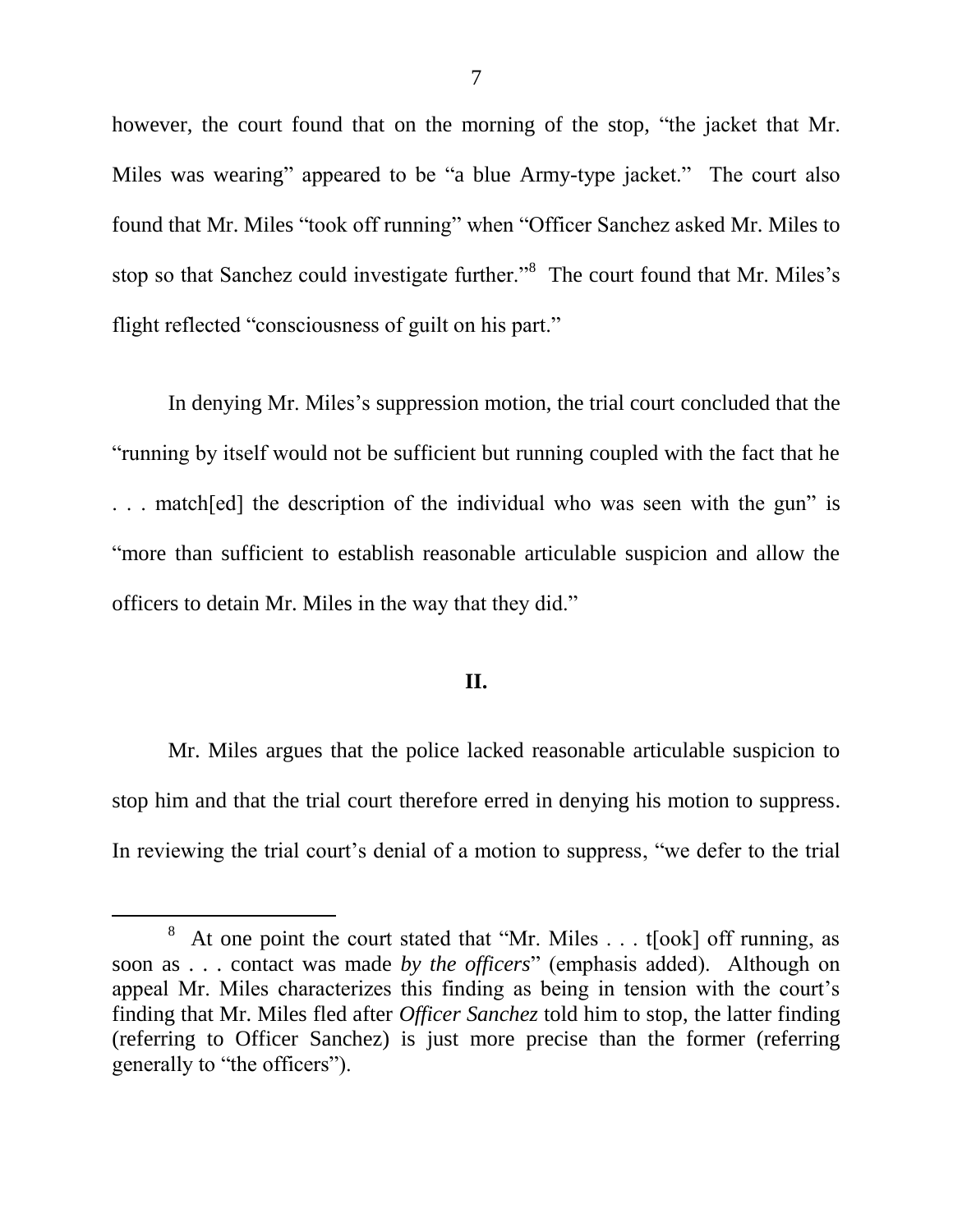however, the court found that on the morning of the stop, "the jacket that Mr. Miles was wearing" appeared to be "a blue Army-type jacket." The court also found that Mr. Miles "took off running" when "Officer Sanchez asked Mr. Miles to stop so that Sanchez could investigate further."[8] The court found that Mr. Miles's flight reflected "consciousness of guilt on his part."

In denying Mr. Miles's suppression motion, the trial court concluded that the "running by itself would not be sufficient but running coupled with the fact that he . . . match[ed] the description of the individual who was seen with the gun" is "more than sufficient to establish reasonable articulable suspicion and allow the officers to detain Mr. Miles in the way that they did."

## II.

Mr. Miles argues that the police lacked reasonable articulable suspicion to stop him and that the trial court therefore erred in denying his motion to suppress. In reviewing the trial court's denial of a motion to suppress, "we defer to the trial

---

[8] At one point the court stated that "Mr. Miles . . . t[ook] off running, as soon as . . . contact was made *by the officers*" (emphasis added). Although on appeal Mr. Miles characterizes this finding as being in tension with the court's finding that Mr. Miles fled after *Officer Sanchez* told him to stop, the latter finding (referring to Officer Sanchez) is just more precise than the former (referring generally to "the officers").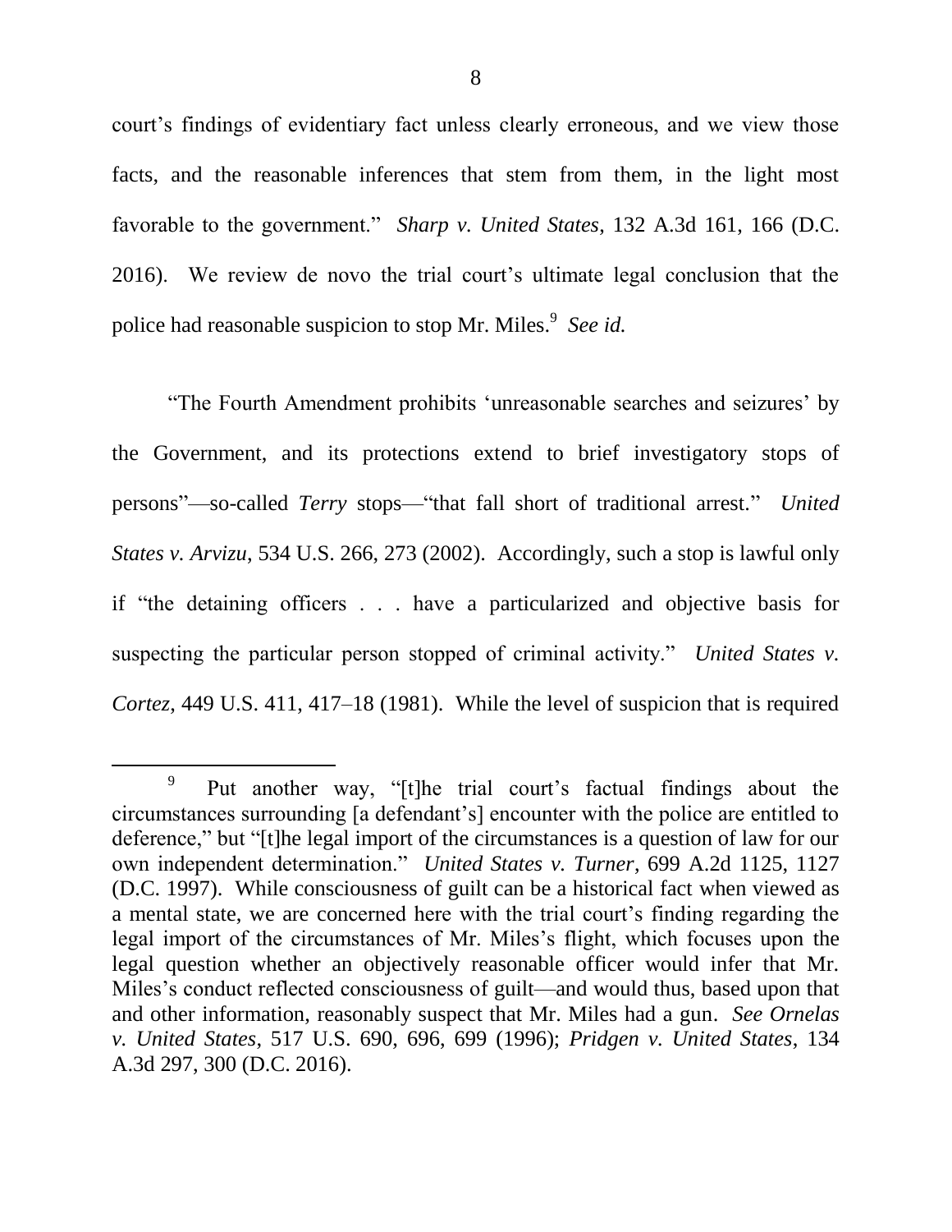court's findings of evidentiary fact unless clearly erroneous, and we view those facts, and the reasonable inferences that stem from them, in the light most favorable to the government." *Sharp v. United States*, 132 A.3d 161, 166 (D.C. 2016). We review de novo the trial court's ultimate legal conclusion that the police had reasonable suspicion to stop Mr. Miles.[9] *See id.*

"The Fourth Amendment prohibits 'unreasonable searches and seizures' by the Government, and its protections extend to brief investigatory stops of persons"—so-called *Terry* stops—"that fall short of traditional arrest." *United States v. Arvizu*, 534 U.S. 266, 273 (2002). Accordingly, such a stop is lawful only if "the detaining officers . . . have a particularized and objective basis for suspecting the particular person stopped of criminal activity." *United States v. Cortez*, 449 U.S. 411, 417–18 (1981). While the level of suspicion that is required

---

[9] Put another way, "[t]he trial court's factual findings about the circumstances surrounding [a defendant's] encounter with the police are entitled to deference," but "[t]he legal import of the circumstances is a question of law for our own independent determination." *United States v. Turner*, 699 A.2d 1125, 1127 (D.C. 1997). While consciousness of guilt can be a historical fact when viewed as a mental state, we are concerned here with the trial court's finding regarding the legal import of the circumstances of Mr. Miles's flight, which focuses upon the legal question whether an objectively reasonable officer would infer that Mr. Miles's conduct reflected consciousness of guilt—and would thus, based upon that and other information, reasonably suspect that Mr. Miles had a gun. *See Ornelas v. United States*, 517 U.S. 690, 696, 699 (1996); *Pridgen v. United States*, 134 A.3d 297, 300 (D.C. 2016).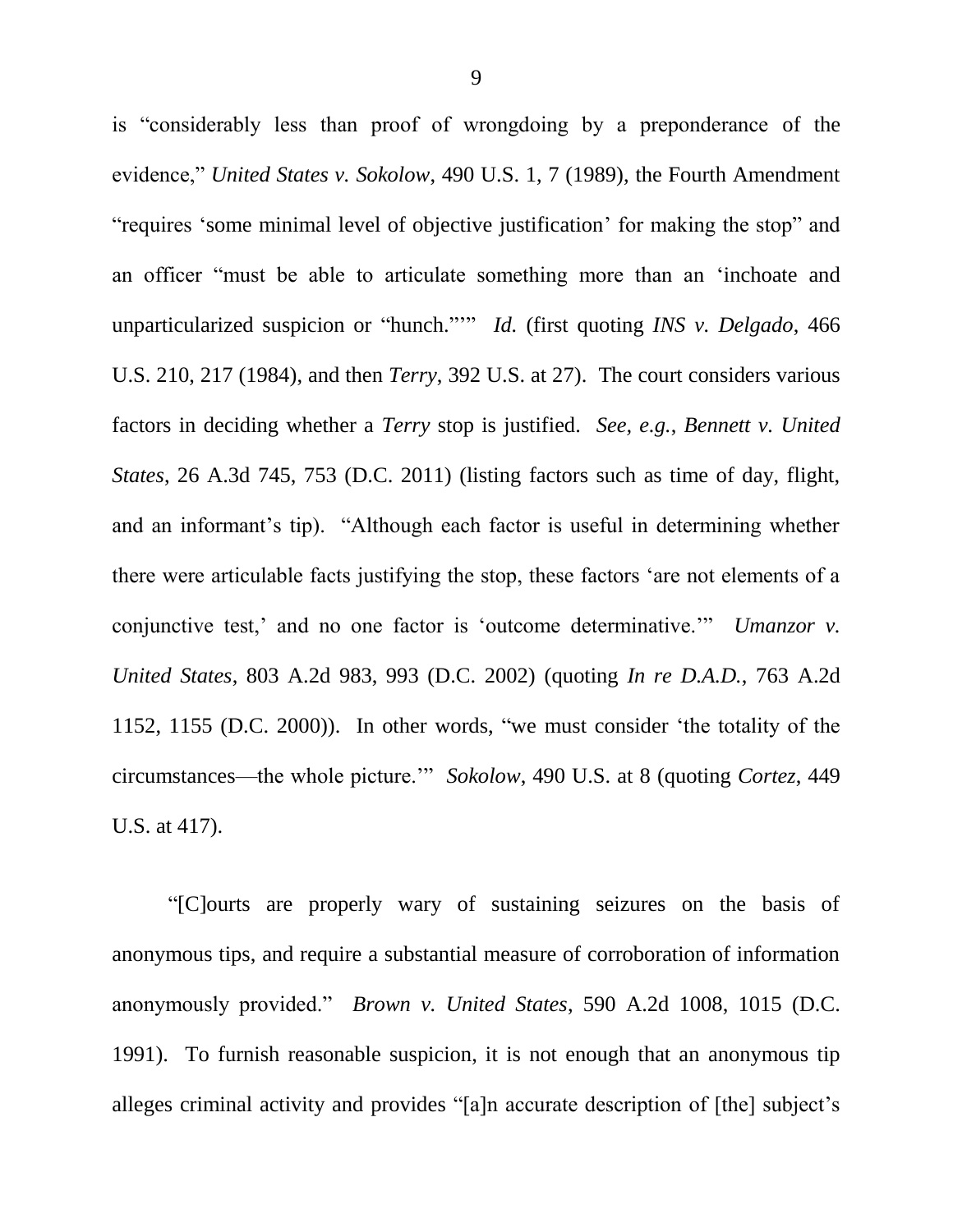is "considerably less than proof of wrongdoing by a preponderance of the evidence," *United States v. Sokolow*, 490 U.S. 1, 7 (1989), the Fourth Amendment "requires 'some minimal level of objective justification' for making the stop" and an officer "must be able to articulate something more than an 'inchoate and unparticularized suspicion or "hunch."'" *Id.* (first quoting *INS v. Delgado*, 466 U.S. 210, 217 (1984), and then *Terry*, 392 U.S. at 27). The court considers various factors in deciding whether a *Terry* stop is justified. *See, e.g.*, *Bennett v. United States*, 26 A.3d 745, 753 (D.C. 2011) (listing factors such as time of day, flight, and an informant's tip). "Although each factor is useful in determining whether there were articulable facts justifying the stop, these factors 'are not elements of a conjunctive test,' and no one factor is 'outcome determinative.'" *Umanzor v. United States*, 803 A.2d 983, 993 (D.C. 2002) (quoting *In re D.A.D.*, 763 A.2d 1152, 1155 (D.C. 2000)). In other words, "we must consider 'the totality of the circumstances—the whole picture.'" *Sokolow*, 490 U.S. at 8 (quoting *Cortez*, 449 U.S. at 417).

"[C]ourts are properly wary of sustaining seizures on the basis of anonymous tips, and require a substantial measure of corroboration of information anonymously provided." *Brown v. United States*, 590 A.2d 1008, 1015 (D.C. 1991). To furnish reasonable suspicion, it is not enough that an anonymous tip alleges criminal activity and provides "[a]n accurate description of [the] subject's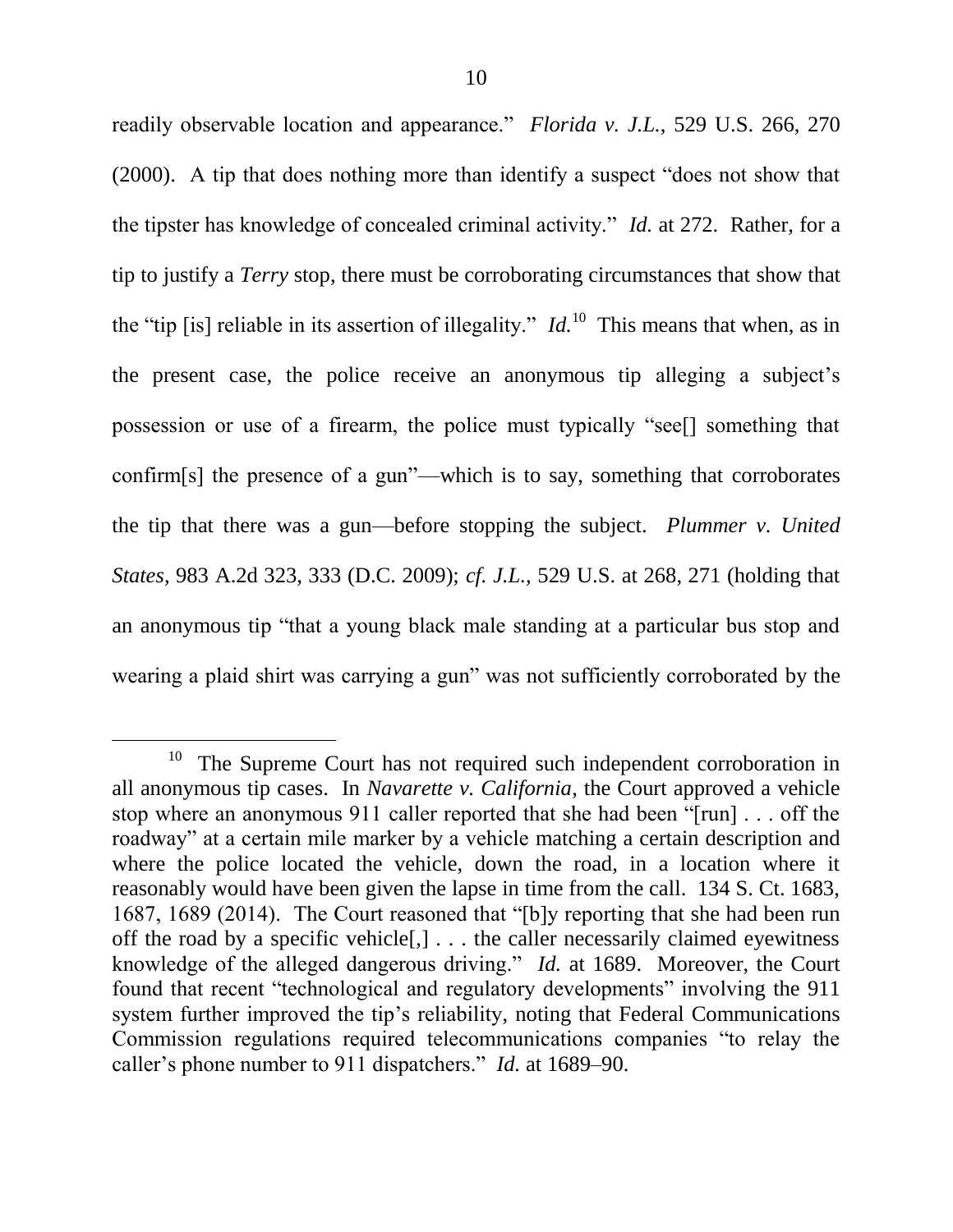readily observable location and appearance." *Florida v. J.L.*, 529 U.S. 266, 270 (2000). A tip that does nothing more than identify a suspect "does not show that the tipster has knowledge of concealed criminal activity." *Id.* at 272. Rather, for a tip to justify a *Terry* stop, there must be corroborating circumstances that show that the "tip [is] reliable in its assertion of illegality." *Id.*[10] This means that when, as in the present case, the police receive an anonymous tip alleging a subject's possession or use of a firearm, the police must typically "see[] something that confirm[s] the presence of a gun"—which is to say, something that corroborates the tip that there was a gun—before stopping the subject. *Plummer v. United States*, 983 A.2d 323, 333 (D.C. 2009); *cf. J.L.*, 529 U.S. at 268, 271 (holding that an anonymous tip "that a young black male standing at a particular bus stop and wearing a plaid shirt was carrying a gun" was not sufficiently corroborated by the

---

[10] The Supreme Court has not required such independent corroboration in all anonymous tip cases. In *Navarette v. California*, the Court approved a vehicle stop where an anonymous 911 caller reported that she had been "[run] . . . off the roadway" at a certain mile marker by a vehicle matching a certain description and where the police located the vehicle, down the road, in a location where it reasonably would have been given the lapse in time from the call. 134 S. Ct. 1683, 1687, 1689 (2014). The Court reasoned that "[b]y reporting that she had been run off the road by a specific vehicle[,] . . . the caller necessarily claimed eyewitness knowledge of the alleged dangerous driving." *Id.* at 1689. Moreover, the Court found that recent "technological and regulatory developments" involving the 911 system further improved the tip's reliability, noting that Federal Communications Commission regulations required telecommunications companies "to relay the caller's phone number to 911 dispatchers." *Id.* at 1689–90.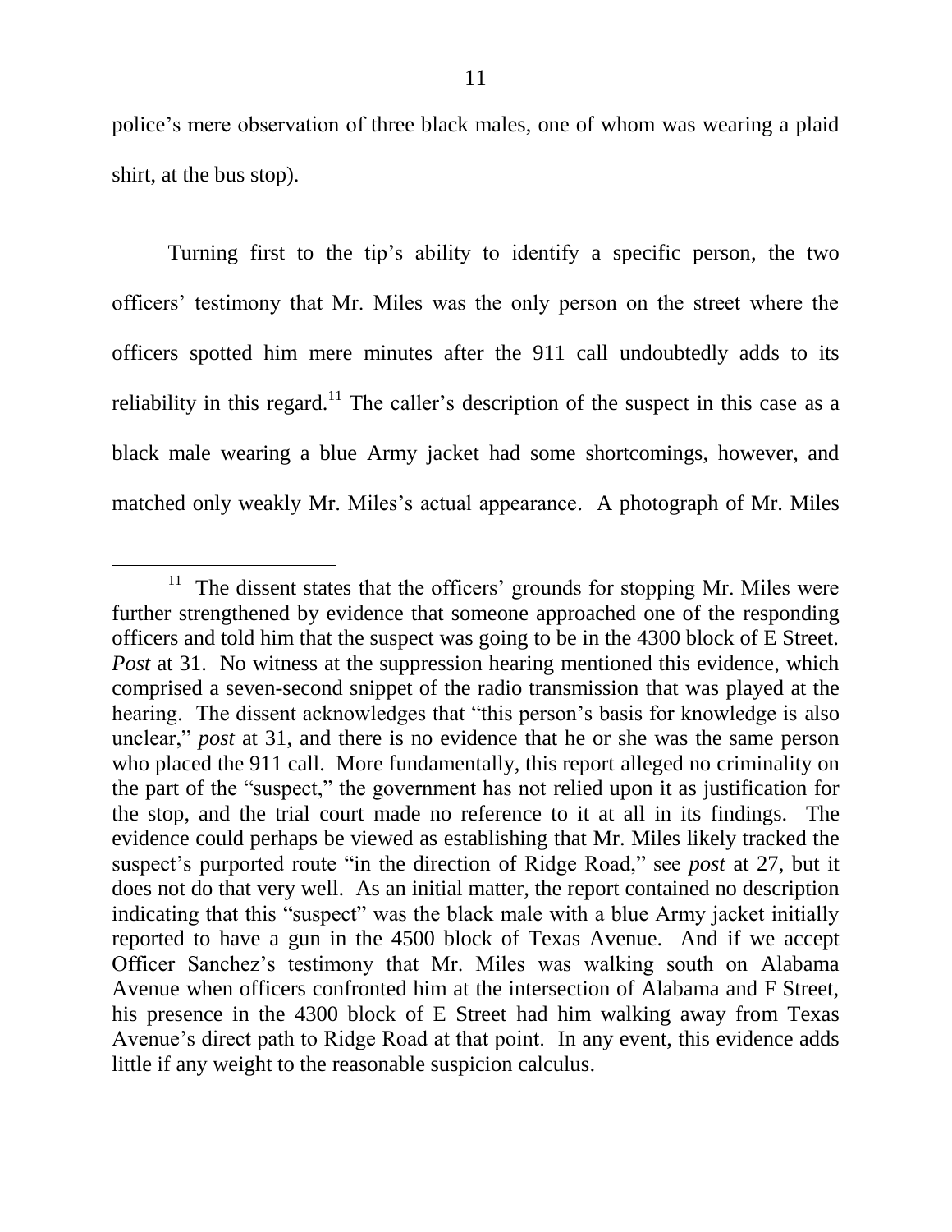police's mere observation of three black males, one of whom was wearing a plaid shirt, at the bus stop).

Turning first to the tip's ability to identify a specific person, the two officers' testimony that Mr. Miles was the only person on the street where the officers spotted him mere minutes after the 911 call undoubtedly adds to its reliability in this regard.[11] The caller's description of the suspect in this case as a black male wearing a blue Army jacket had some shortcomings, however, and matched only weakly Mr. Miles's actual appearance. A photograph of Mr. Miles

---

[11] The dissent states that the officers' grounds for stopping Mr. Miles were further strengthened by evidence that someone approached one of the responding officers and told him that the suspect was going to be in the 4300 block of E Street. *Post* at 31. No witness at the suppression hearing mentioned this evidence, which comprised a seven-second snippet of the radio transmission that was played at the hearing. The dissent acknowledges that "this person's basis for knowledge is also unclear," *post* at 31, and there is no evidence that he or she was the same person who placed the 911 call. More fundamentally, this report alleged no criminality on the part of the "suspect," the government has not relied upon it as justification for the stop, and the trial court made no reference to it at all in its findings. The evidence could perhaps be viewed as establishing that Mr. Miles likely tracked the suspect's purported route "in the direction of Ridge Road," see *post* at 27, but it does not do that very well. As an initial matter, the report contained no description indicating that this "suspect" was the black male with a blue Army jacket initially reported to have a gun in the 4500 block of Texas Avenue. And if we accept Officer Sanchez's testimony that Mr. Miles was walking south on Alabama Avenue when officers confronted him at the intersection of Alabama and F Street, his presence in the 4300 block of E Street had him walking away from Texas Avenue's direct path to Ridge Road at that point. In any event, this evidence adds little if any weight to the reasonable suspicion calculus.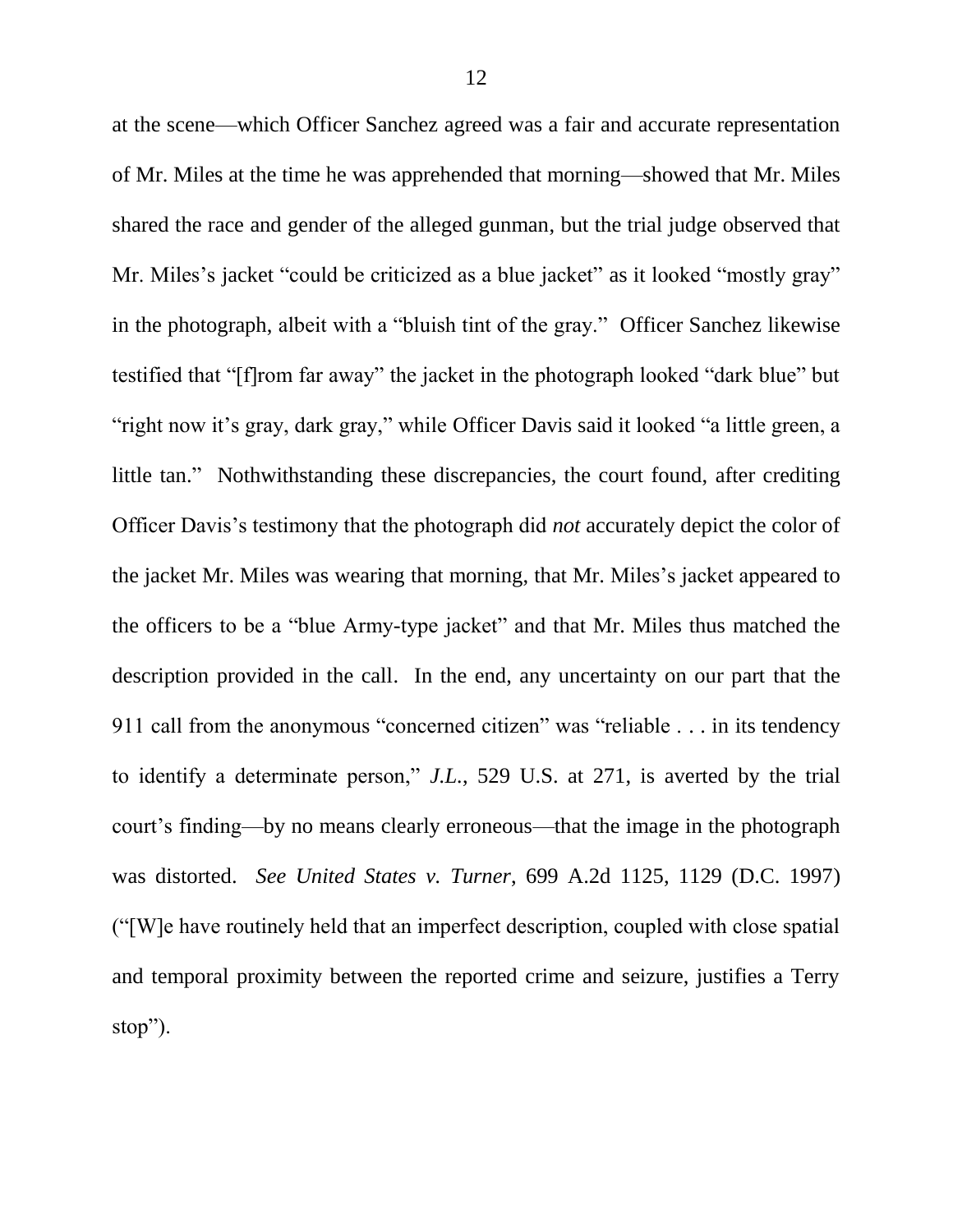at the scene—which Officer Sanchez agreed was a fair and accurate representation of Mr. Miles at the time he was apprehended that morning—showed that Mr. Miles shared the race and gender of the alleged gunman, but the trial judge observed that Mr. Miles's jacket "could be criticized as a blue jacket" as it looked "mostly gray" in the photograph, albeit with a "bluish tint of the gray." Officer Sanchez likewise testified that "[f]rom far away" the jacket in the photograph looked "dark blue" but "right now it's gray, dark gray," while Officer Davis said it looked "a little green, a little tan." Nothwithstanding these discrepancies, the court found, after crediting Officer Davis's testimony that the photograph did *not* accurately depict the color of the jacket Mr. Miles was wearing that morning, that Mr. Miles's jacket appeared to the officers to be a "blue Army-type jacket" and that Mr. Miles thus matched the description provided in the call. In the end, any uncertainty on our part that the 911 call from the anonymous "concerned citizen" was "reliable . . . in its tendency to identify a determinate person," *J.L.*, 529 U.S. at 271, is averted by the trial court's finding—by no means clearly erroneous—that the image in the photograph was distorted. *See United States v. Turner*, 699 A.2d 1125, 1129 (D.C. 1997) ("[W]e have routinely held that an imperfect description, coupled with close spatial and temporal proximity between the reported crime and seizure, justifies a Terry stop").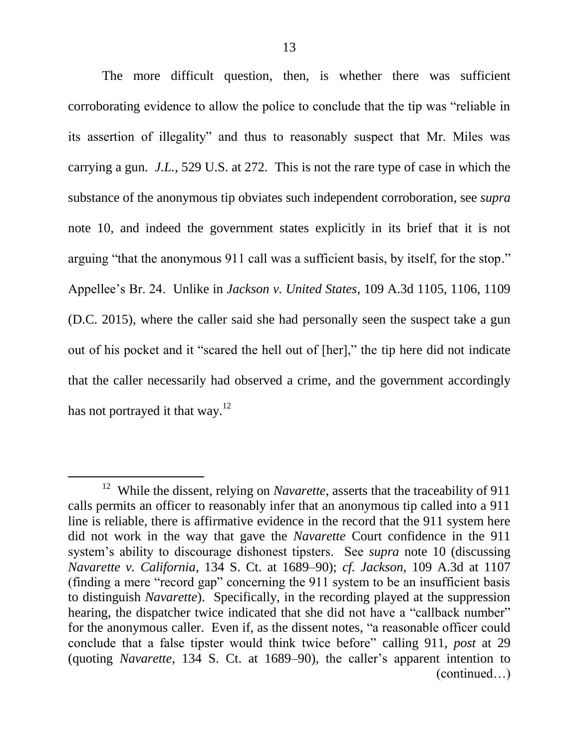The more difficult question, then, is whether there was sufficient corroborating evidence to allow the police to conclude that the tip was "reliable in its assertion of illegality" and thus to reasonably suspect that Mr. Miles was carrying a gun. *J.L.*, 529 U.S. at 272. This is not the rare type of case in which the substance of the anonymous tip obviates such independent corroboration, see *supra* note 10, and indeed the government states explicitly in its brief that it is not arguing "that the anonymous 911 call was a sufficient basis, by itself, for the stop." Appellee's Br. 24. Unlike in *Jackson v. United States*, 109 A.3d 1105, 1106, 1109 (D.C. 2015), where the caller said she had personally seen the suspect take a gun out of his pocket and it "scared the hell out of [her]," the tip here did not indicate that the caller necessarily had observed a crime, and the government accordingly has not portrayed it that way.[12]

---

[12] While the dissent, relying on *Navarette*, asserts that the traceability of 911 calls permits an officer to reasonably infer that an anonymous tip called into a 911 line is reliable, there is affirmative evidence in the record that the 911 system here did not work in the way that gave the *Navarette* Court confidence in the 911 system's ability to discourage dishonest tipsters. See *supra* note 10 (discussing *Navarette v. California*, 134 S. Ct. at 1689–90); *cf. Jackson*, 109 A.3d at 1107 (finding a mere "record gap" concerning the 911 system to be an insufficient basis to distinguish *Navarette*). Specifically, in the recording played at the suppression hearing, the dispatcher twice indicated that she did not have a "callback number" for the anonymous caller. Even if, as the dissent notes, "a reasonable officer could conclude that a false tipster would think twice before" calling 911, *post* at 29 (quoting *Navarette*, 134 S. Ct. at 1689–90), the caller's apparent intention to (continued…)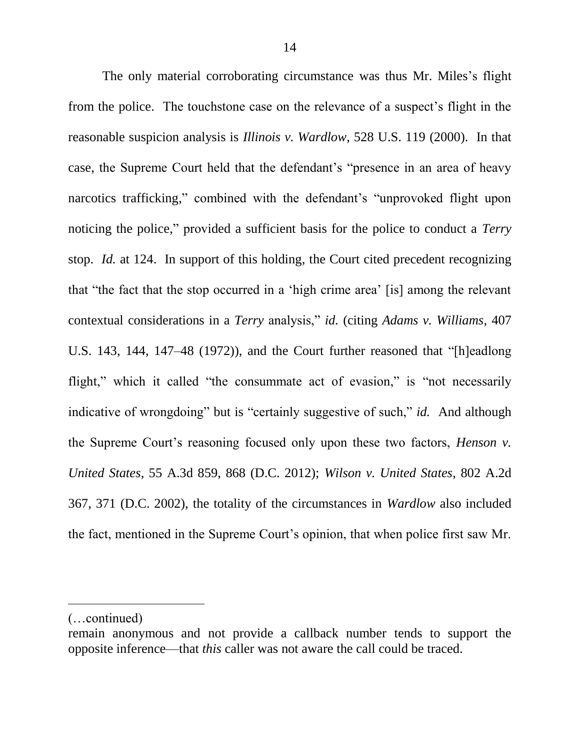The only material corroborating circumstance was thus Mr. Miles's flight from the police. The touchstone case on the relevance of a suspect's flight in the reasonable suspicion analysis is *Illinois v. Wardlow*, 528 U.S. 119 (2000). In that case, the Supreme Court held that the defendant's "presence in an area of heavy narcotics trafficking," combined with the defendant's "unprovoked flight upon noticing the police," provided a sufficient basis for the police to conduct a *Terry* stop. *Id.* at 124. In support of this holding, the Court cited precedent recognizing that "the fact that the stop occurred in a 'high crime area' [is] among the relevant contextual considerations in a *Terry* analysis," *id.* (citing *Adams v. Williams*, 407 U.S. 143, 144, 147–48 (1972)), and the Court further reasoned that "[h]eadlong flight," which it called "the consummate act of evasion," is "not necessarily indicative of wrongdoing" but is "certainly suggestive of such," *id.* And although the Supreme Court's reasoning focused only upon these two factors, *Henson v. United States*, 55 A.3d 859, 868 (D.C. 2012); *Wilson v. United States*, 802 A.2d 367, 371 (D.C. 2002), the totality of the circumstances in *Wardlow* also included the fact, mentioned in the Supreme Court's opinion, that when police first saw Mr.

---

(…continued)

remain anonymous and not provide a callback number tends to support the opposite inference—that *this* caller was not aware the call could be traced.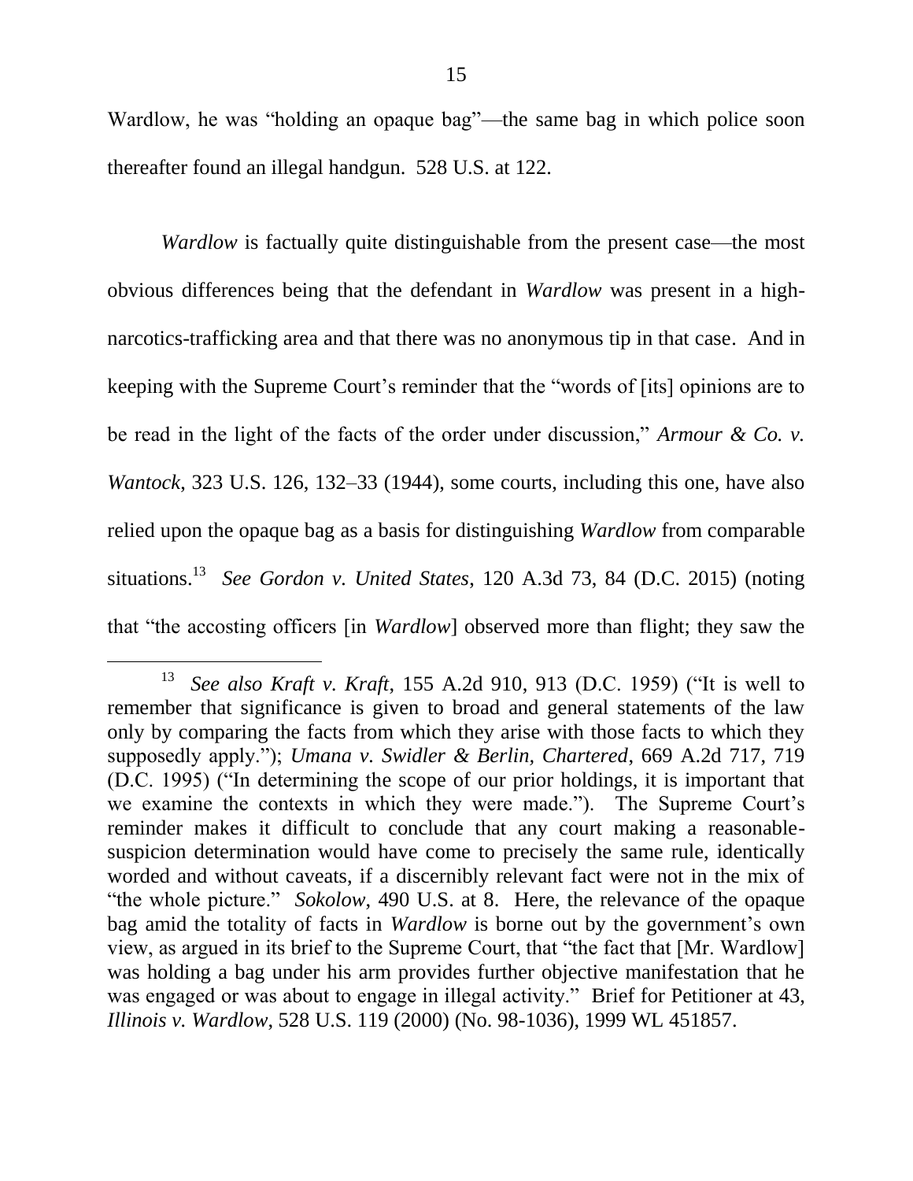Wardlow, he was "holding an opaque bag"—the same bag in which police soon thereafter found an illegal handgun. 528 U.S. at 122.

*Wardlow* is factually quite distinguishable from the present case—the most obvious differences being that the defendant in *Wardlow* was present in a high-narcotics-trafficking area and that there was no anonymous tip in that case. And in keeping with the Supreme Court's reminder that the "words of [its] opinions are to be read in the light of the facts of the order under discussion," *Armour & Co. v. Wantock*, 323 U.S. 126, 132–33 (1944), some courts, including this one, have also relied upon the opaque bag as a basis for distinguishing *Wardlow* from comparable situations.[13] *See Gordon v. United States*, 120 A.3d 73, 84 (D.C. 2015) (noting that "the accosting officers [in *Wardlow*] observed more than flight; they saw the

---

[13] *See also Kraft v. Kraft*, 155 A.2d 910, 913 (D.C. 1959) ("It is well to remember that significance is given to broad and general statements of the law only by comparing the facts from which they arise with those facts to which they supposedly apply."); *Umana v. Swidler & Berlin, Chartered*, 669 A.2d 717, 719 (D.C. 1995) ("In determining the scope of our prior holdings, it is important that we examine the contexts in which they were made."). The Supreme Court's reminder makes it difficult to conclude that any court making a reasonable-suspicion determination would have come to precisely the same rule, identically worded and without caveats, if a discernibly relevant fact were not in the mix of "the whole picture." *Sokolow*, 490 U.S. at 8. Here, the relevance of the opaque bag amid the totality of facts in *Wardlow* is borne out by the government's own view, as argued in its brief to the Supreme Court, that "the fact that [Mr. Wardlow] was holding a bag under his arm provides further objective manifestation that he was engaged or was about to engage in illegal activity." Brief for Petitioner at 43, *Illinois v. Wardlow*, 528 U.S. 119 (2000) (No. 98-1036), 1999 WL 451857.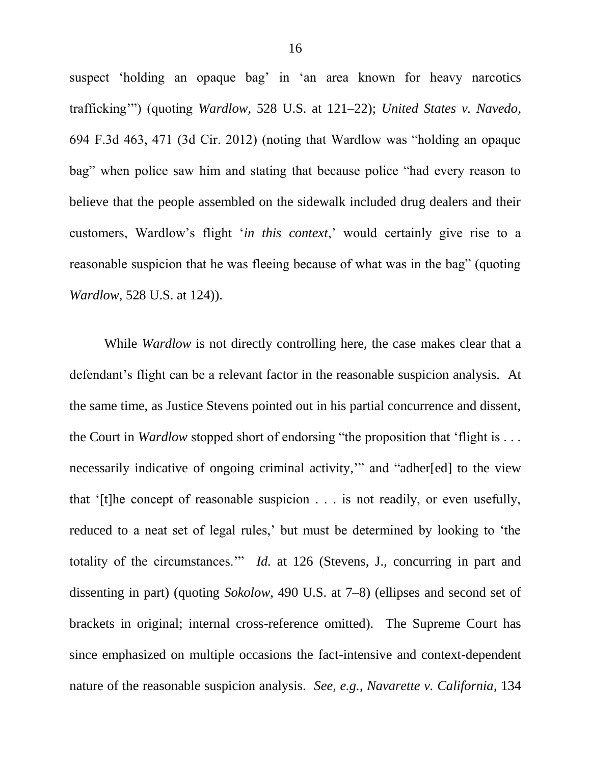suspect 'holding an opaque bag' in 'an area known for heavy narcotics trafficking'") (quoting *Wardlow*, 528 U.S. at 121–22); *United States v. Navedo*, 694 F.3d 463, 471 (3d Cir. 2012) (noting that Wardlow was "holding an opaque bag" when police saw him and stating that because police "had every reason to believe that the people assembled on the sidewalk included drug dealers and their customers, Wardlow's flight '*in this context*,' would certainly give rise to a reasonable suspicion that he was fleeing because of what was in the bag" (quoting *Wardlow*, 528 U.S. at 124)).

While *Wardlow* is not directly controlling here, the case makes clear that a defendant's flight can be a relevant factor in the reasonable suspicion analysis. At the same time, as Justice Stevens pointed out in his partial concurrence and dissent, the Court in *Wardlow* stopped short of endorsing "the proposition that 'flight is . . . necessarily indicative of ongoing criminal activity,'" and "adher[ed] to the view that '[t]he concept of reasonable suspicion . . . is not readily, or even usefully, reduced to a neat set of legal rules,' but must be determined by looking to 'the totality of the circumstances.'" *Id.* at 126 (Stevens, J., concurring in part and dissenting in part) (quoting *Sokolow*, 490 U.S. at 7–8) (ellipses and second set of brackets in original; internal cross-reference omitted). The Supreme Court has since emphasized on multiple occasions the fact-intensive and context-dependent nature of the reasonable suspicion analysis. *See, e.g.*, *Navarette v. California*, 134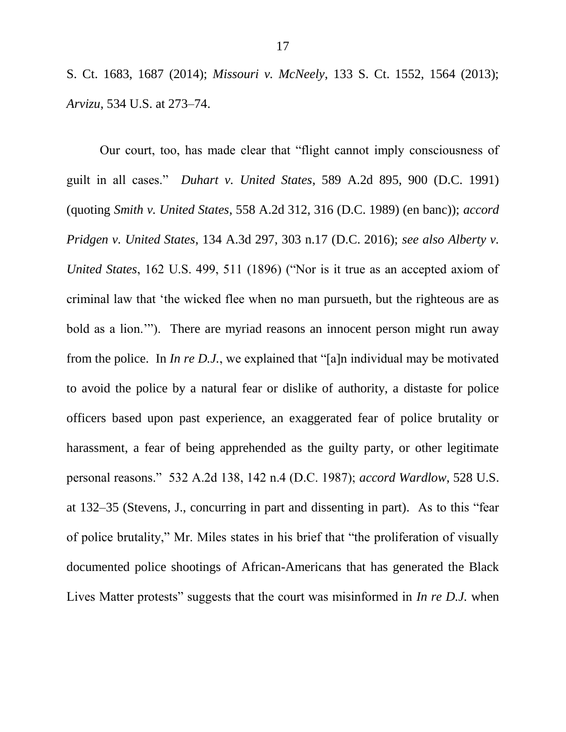S. Ct. 1683, 1687 (2014); *Missouri v. McNeely*, 133 S. Ct. 1552, 1564 (2013); *Arvizu*, 534 U.S. at 273–74.

Our court, too, has made clear that "flight cannot imply consciousness of guilt in all cases." *Duhart v. United States*, 589 A.2d 895, 900 (D.C. 1991) (quoting *Smith v. United States*, 558 A.2d 312, 316 (D.C. 1989) (en banc)); *accord Pridgen v. United States*, 134 A.3d 297, 303 n.17 (D.C. 2016); *see also Alberty v. United States*, 162 U.S. 499, 511 (1896) ("Nor is it true as an accepted axiom of criminal law that 'the wicked flee when no man pursueth, but the righteous are as bold as a lion.'"). There are myriad reasons an innocent person might run away from the police. In *In re D.J.*, we explained that "[a]n individual may be motivated to avoid the police by a natural fear or dislike of authority, a distaste for police officers based upon past experience, an exaggerated fear of police brutality or harassment, a fear of being apprehended as the guilty party, or other legitimate personal reasons." 532 A.2d 138, 142 n.4 (D.C. 1987); *accord Wardlow*, 528 U.S. at 132–35 (Stevens, J., concurring in part and dissenting in part). As to this "fear of police brutality," Mr. Miles states in his brief that "the proliferation of visually documented police shootings of African-Americans that has generated the Black Lives Matter protests" suggests that the court was misinformed in *In re D.J.* when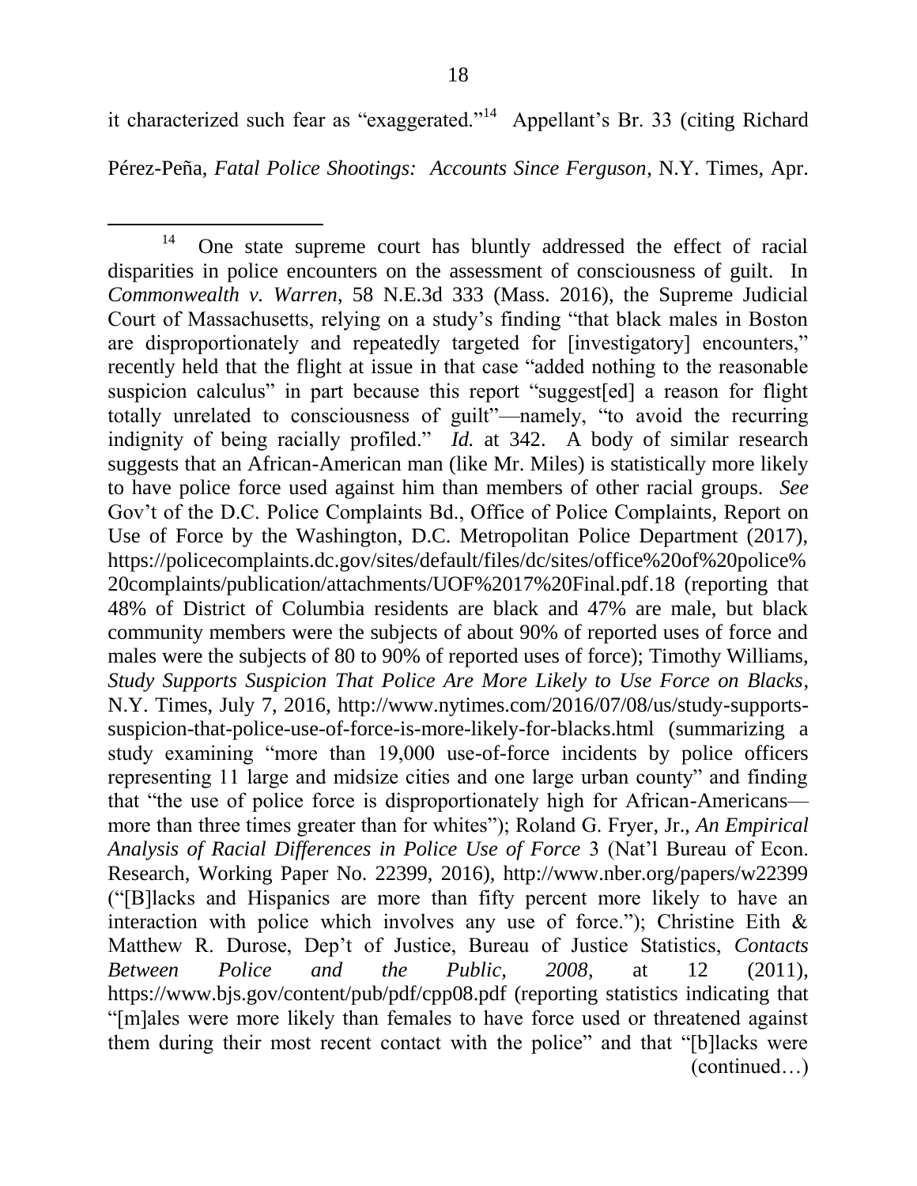it characterized such fear as "exaggerated."[14] Appellant's Br. 33 (citing Richard Pérez-Peña, *Fatal Police Shootings: Accounts Since Ferguson*, N.Y. Times, Apr.

---

[14] One state supreme court has bluntly addressed the effect of racial disparities in police encounters on the assessment of consciousness of guilt. In *Commonwealth v. Warren*, 58 N.E.3d 333 (Mass. 2016), the Supreme Judicial Court of Massachusetts, relying on a study's finding "that black males in Boston are disproportionately and repeatedly targeted for [investigatory] encounters," recently held that the flight at issue in that case "added nothing to the reasonable suspicion calculus" in part because this report "suggest[ed] a reason for flight totally unrelated to consciousness of guilt"—namely, "to avoid the recurring indignity of being racially profiled." *Id.* at 342. A body of similar research suggests that an African-American man (like Mr. Miles) is statistically more likely to have police force used against him than members of other racial groups. *See* Gov't of the D.C. Police Complaints Bd., Office of Police Complaints, Report on Use of Force by the Washington, D.C. Metropolitan Police Department (2017), https://policecomplaints.dc.gov/sites/default/files/dc/sites/office%20of%20police%20complaints/publication/attachments/UOF%2017%20Final.pdf.18 (reporting that 48% of District of Columbia residents are black and 47% are male, but black community members were the subjects of about 90% of reported uses of force and males were the subjects of 80 to 90% of reported uses of force); Timothy Williams, *Study Supports Suspicion That Police Are More Likely to Use Force on Blacks*, N.Y. Times, July 7, 2016, http://www.nytimes.com/2016/07/08/us/study-supports-suspicion-that-police-use-of-force-is-more-likely-for-blacks.html (summarizing a study examining "more than 19,000 use-of-force incidents by police officers representing 11 large and midsize cities and one large urban county" and finding that "the use of police force is disproportionately high for African-Americans—more than three times greater than for whites"); Roland G. Fryer, Jr., *An Empirical Analysis of Racial Differences in Police Use of Force* 3 (Nat'l Bureau of Econ. Research, Working Paper No. 22399, 2016), http://www.nber.org/papers/w22399 ("[B]lacks and Hispanics are more than fifty percent more likely to have an interaction with police which involves any use of force."); Christine Eith & Matthew R. Durose, Dep't of Justice, Bureau of Justice Statistics, *Contacts Between Police and the Public, 2008*, at 12 (2011), https://www.bjs.gov/content/pub/pdf/cpp08.pdf (reporting statistics indicating that "[m]ales were more likely than females to have force used or threatened against them during their most recent contact with the police" and that "[b]lacks were (continued…)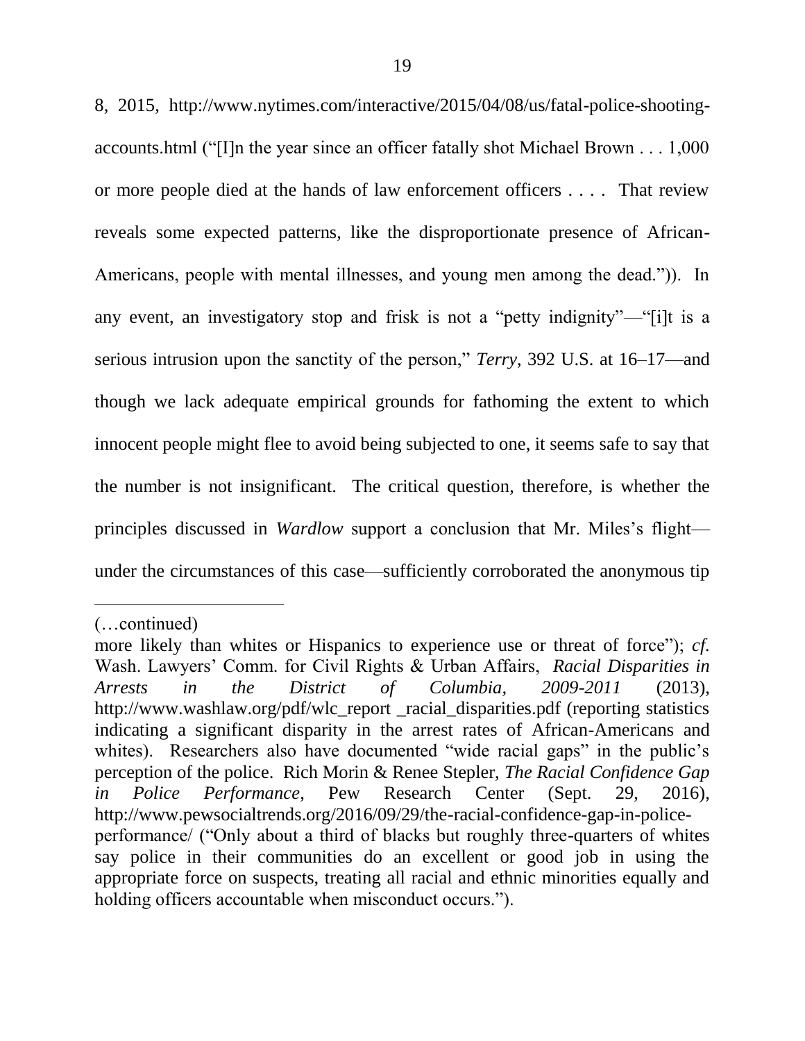8, 2015, http://www.nytimes.com/interactive/2015/04/08/us/fatal-police-shooting-accounts.html ("[I]n the year since an officer fatally shot Michael Brown . . . 1,000 or more people died at the hands of law enforcement officers . . . . That review reveals some expected patterns, like the disproportionate presence of African-Americans, people with mental illnesses, and young men among the dead.")). In any event, an investigatory stop and frisk is not a "petty indignity"—"[i]t is a serious intrusion upon the sanctity of the person," *Terry*, 392 U.S. at 16–17—and though we lack adequate empirical grounds for fathoming the extent to which innocent people might flee to avoid being subjected to one, it seems safe to say that the number is not insignificant. The critical question, therefore, is whether the principles discussed in *Wardlow* support a conclusion that Mr. Miles's flight—under the circumstances of this case—sufficiently corroborated the anonymous tip

---

(…continued)

more likely than whites or Hispanics to experience use or threat of force"); *cf.* Wash. Lawyers' Comm. for Civil Rights & Urban Affairs, *Racial Disparities in Arrests in the District of Columbia, 2009-2011* (2013), http://www.washlaw.org/pdf/wlc_report _racial_disparities.pdf (reporting statistics indicating a significant disparity in the arrest rates of African-Americans and whites). Researchers also have documented "wide racial gaps" in the public's perception of the police. Rich Morin & Renee Stepler, *The Racial Confidence Gap in Police Performance*, Pew Research Center (Sept. 29, 2016), http://www.pewsocialtrends.org/2016/09/29/the-racial-confidence-gap-in-police-performance/ ("Only about a third of blacks but roughly three-quarters of whites say police in their communities do an excellent or good job in using the appropriate force on suspects, treating all racial and ethnic minorities equally and holding officers accountable when misconduct occurs.").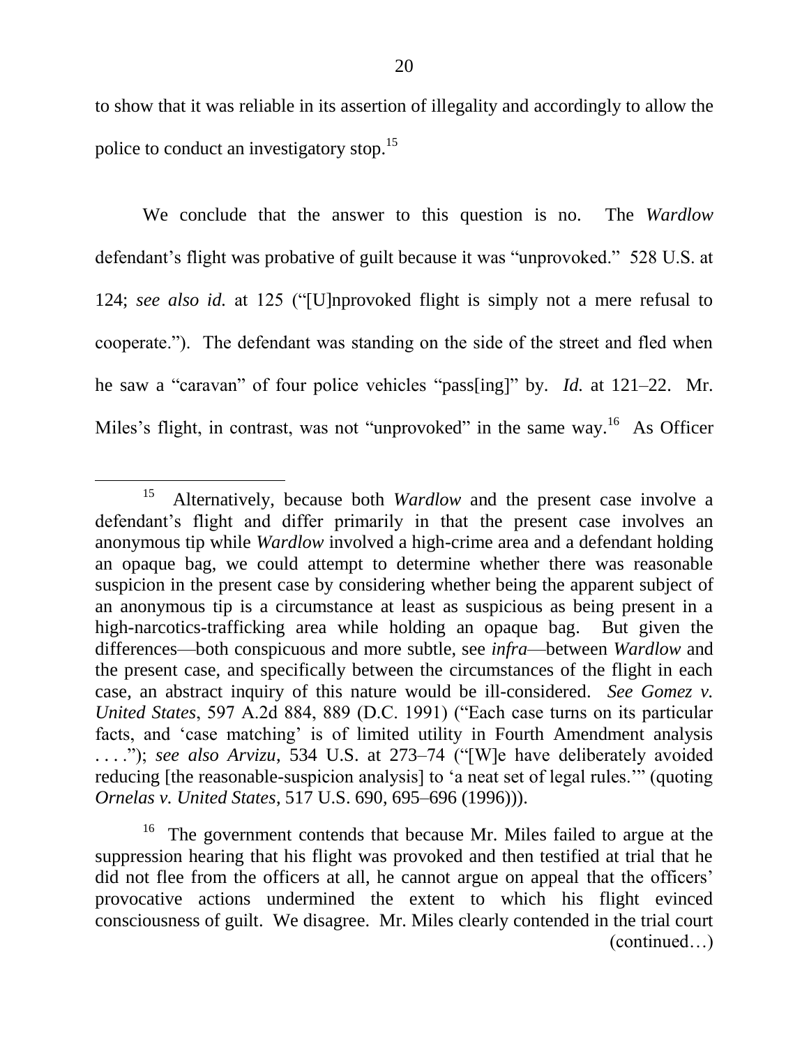to show that it was reliable in its assertion of illegality and accordingly to allow the police to conduct an investigatory stop.[15]

We conclude that the answer to this question is no. The *Wardlow* defendant's flight was probative of guilt because it was "unprovoked." 528 U.S. at 124; *see also id.* at 125 ("[U]nprovoked flight is simply not a mere refusal to cooperate."). The defendant was standing on the side of the street and fled when he saw a "caravan" of four police vehicles "pass[ing]" by. *Id.* at 121–22. Mr. Miles's flight, in contrast, was not "unprovoked" in the same way.[16] As Officer

---

[15] Alternatively, because both *Wardlow* and the present case involve a defendant's flight and differ primarily in that the present case involves an anonymous tip while *Wardlow* involved a high-crime area and a defendant holding an opaque bag, we could attempt to determine whether there was reasonable suspicion in the present case by considering whether being the apparent subject of an anonymous tip is a circumstance at least as suspicious as being present in a high-narcotics-trafficking area while holding an opaque bag. But given the differences—both conspicuous and more subtle, see *infra*—between *Wardlow* and the present case, and specifically between the circumstances of the flight in each case, an abstract inquiry of this nature would be ill-considered. *See Gomez v. United States*, 597 A.2d 884, 889 (D.C. 1991) ("Each case turns on its particular facts, and 'case matching' is of limited utility in Fourth Amendment analysis . . . ."); *see also Arvizu*, 534 U.S. at 273–74 ("[W]e have deliberately avoided reducing [the reasonable-suspicion analysis] to 'a neat set of legal rules.'" (quoting *Ornelas v. United States*, 517 U.S. 690, 695–696 (1996))).

[16] The government contends that because Mr. Miles failed to argue at the suppression hearing that his flight was provoked and then testified at trial that he did not flee from the officers at all, he cannot argue on appeal that the officers' provocative actions undermined the extent to which his flight evinced consciousness of guilt. We disagree. Mr. Miles clearly contended in the trial court (continued…)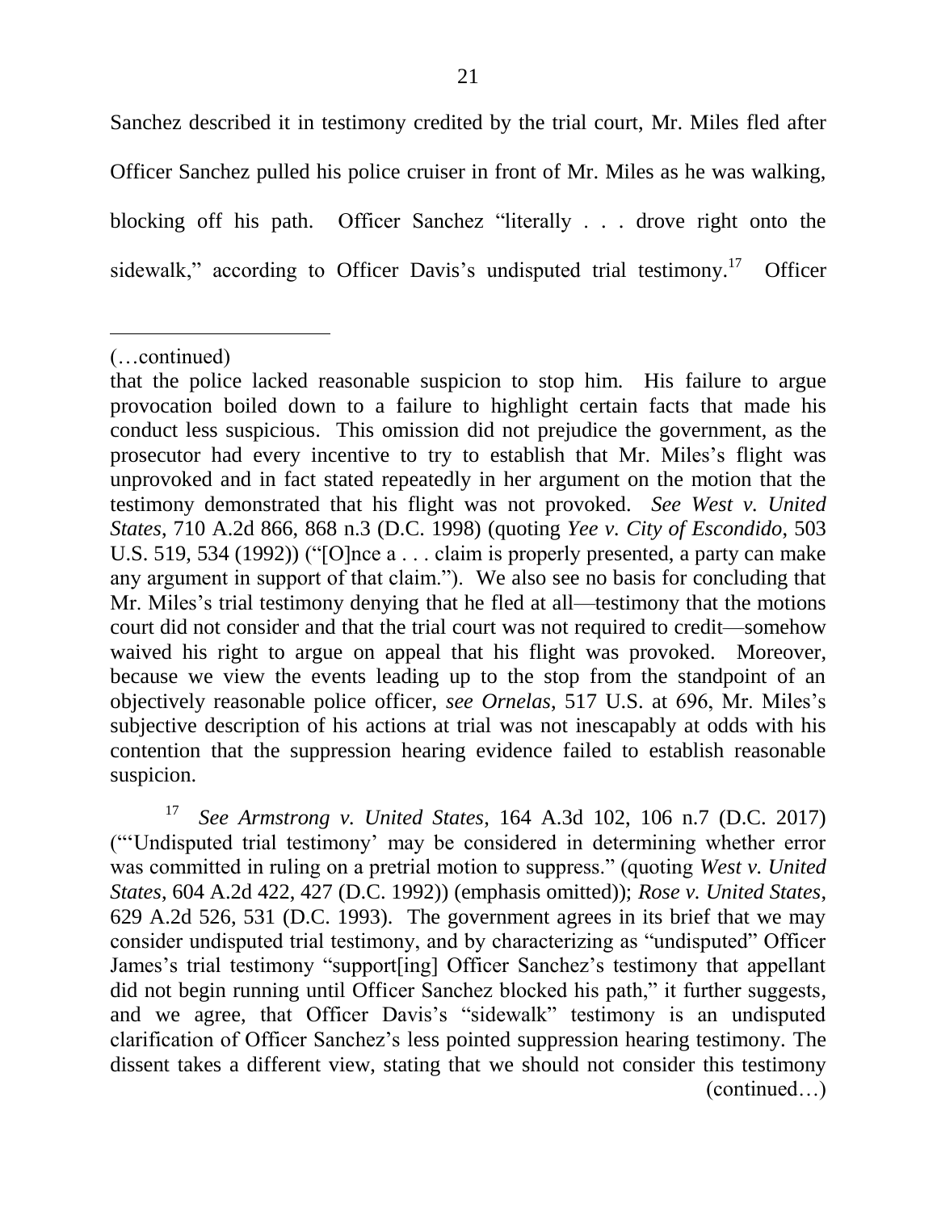Sanchez described it in testimony credited by the trial court, Mr. Miles fled after Officer Sanchez pulled his police cruiser in front of Mr. Miles as he was walking, blocking off his path. Officer Sanchez "literally . . . drove right onto the sidewalk," according to Officer Davis's undisputed trial testimony.[17] Officer

---

(…continued)

that the police lacked reasonable suspicion to stop him. His failure to argue provocation boiled down to a failure to highlight certain facts that made his conduct less suspicious. This omission did not prejudice the government, as the prosecutor had every incentive to try to establish that Mr. Miles's flight was unprovoked and in fact stated repeatedly in her argument on the motion that the testimony demonstrated that his flight was not provoked. *See West v. United States*, 710 A.2d 866, 868 n.3 (D.C. 1998) (quoting *Yee v. City of Escondido*, 503 U.S. 519, 534 (1992)) ("[O]nce a . . . claim is properly presented, a party can make any argument in support of that claim."). We also see no basis for concluding that Mr. Miles's trial testimony denying that he fled at all—testimony that the motions court did not consider and that the trial court was not required to credit—somehow waived his right to argue on appeal that his flight was provoked. Moreover, because we view the events leading up to the stop from the standpoint of an objectively reasonable police officer, *see Ornelas*, 517 U.S. at 696, Mr. Miles's subjective description of his actions at trial was not inescapably at odds with his contention that the suppression hearing evidence failed to establish reasonable suspicion.

[17] *See Armstrong v. United States*, 164 A.3d 102, 106 n.7 (D.C. 2017) ("'Undisputed trial testimony' may be considered in determining whether error was committed in ruling on a pretrial motion to suppress." (quoting *West v. United States*, 604 A.2d 422, 427 (D.C. 1992)) (emphasis omitted)); *Rose v. United States*, 629 A.2d 526, 531 (D.C. 1993). The government agrees in its brief that we may consider undisputed trial testimony, and by characterizing as "undisputed" Officer James's trial testimony "support[ing] Officer Sanchez's testimony that appellant did not begin running until Officer Sanchez blocked his path," it further suggests, and we agree, that Officer Davis's "sidewalk" testimony is an undisputed clarification of Officer Sanchez's less pointed suppression hearing testimony. The dissent takes a different view, stating that we should not consider this testimony (continued…)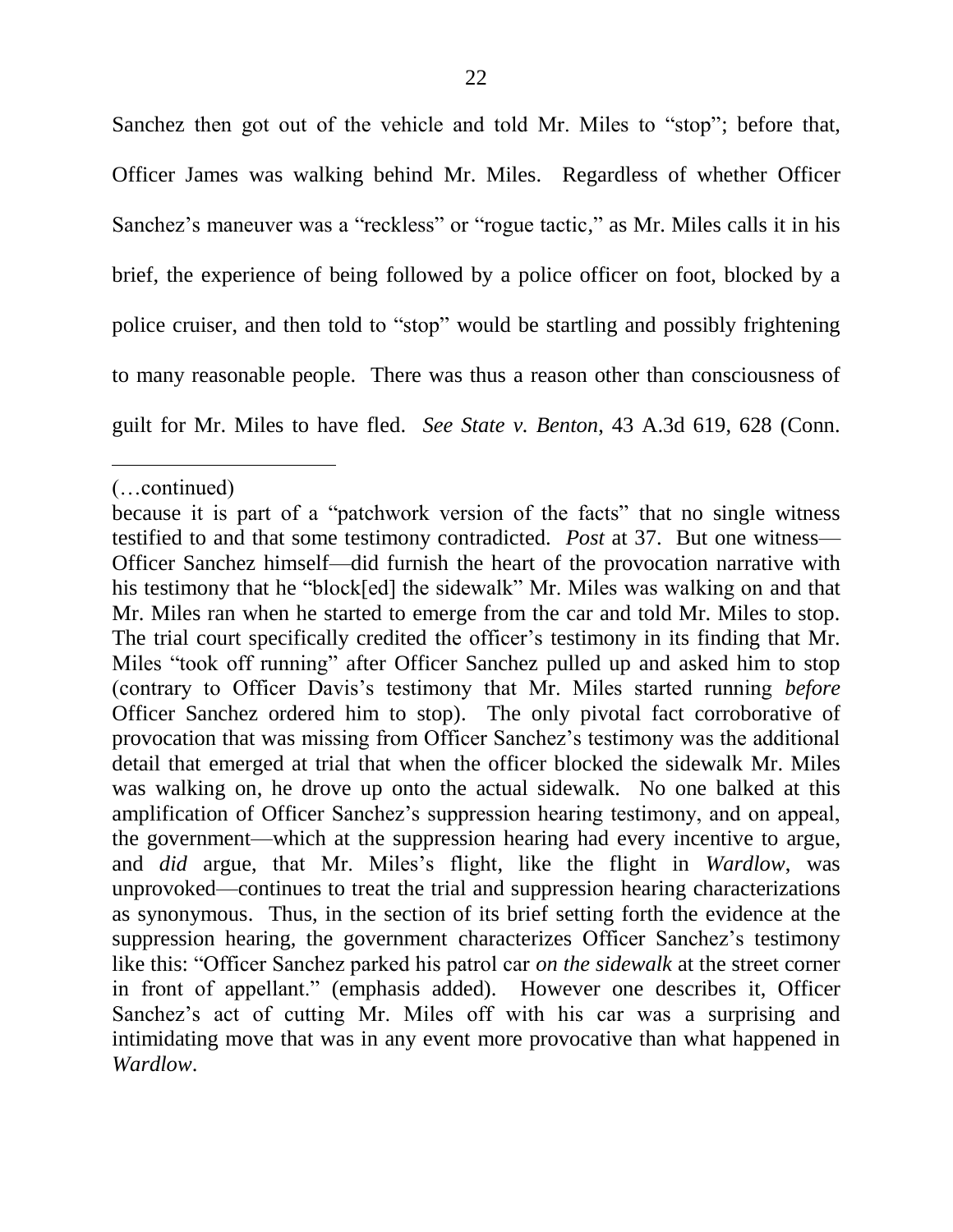Sanchez then got out of the vehicle and told Mr. Miles to "stop"; before that, Officer James was walking behind Mr. Miles. Regardless of whether Officer Sanchez's maneuver was a "reckless" or "rogue tactic," as Mr. Miles calls it in his brief, the experience of being followed by a police officer on foot, blocked by a police cruiser, and then told to "stop" would be startling and possibly frightening to many reasonable people. There was thus a reason other than consciousness of guilt for Mr. Miles to have fled. *See State v. Benton*, 43 A.3d 619, 628 (Conn.

---

(…continued)

because it is part of a "patchwork version of the facts" that no single witness testified to and that some testimony contradicted. *Post* at 37. But one witness—Officer Sanchez himself—did furnish the heart of the provocation narrative with his testimony that he "block[ed] the sidewalk" Mr. Miles was walking on and that Mr. Miles ran when he started to emerge from the car and told Mr. Miles to stop. The trial court specifically credited the officer's testimony in its finding that Mr. Miles "took off running" after Officer Sanchez pulled up and asked him to stop (contrary to Officer Davis's testimony that Mr. Miles started running *before* Officer Sanchez ordered him to stop). The only pivotal fact corroborative of provocation that was missing from Officer Sanchez's testimony was the additional detail that emerged at trial that when the officer blocked the sidewalk Mr. Miles was walking on, he drove up onto the actual sidewalk. No one balked at this amplification of Officer Sanchez's suppression hearing testimony, and on appeal, the government—which at the suppression hearing had every incentive to argue, and *did* argue, that Mr. Miles's flight, like the flight in *Wardlow*, was unprovoked—continues to treat the trial and suppression hearing characterizations as synonymous. Thus, in the section of its brief setting forth the evidence at the suppression hearing, the government characterizes Officer Sanchez's testimony like this: "Officer Sanchez parked his patrol car *on the sidewalk* at the street corner in front of appellant." (emphasis added). However one describes it, Officer Sanchez's act of cutting Mr. Miles off with his car was a surprising and intimidating move that was in any event more provocative than what happened in *Wardlow*.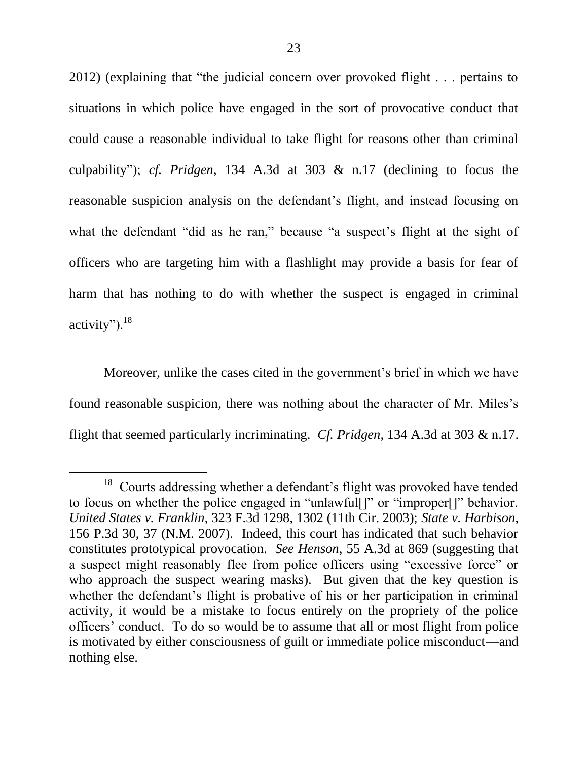2012) (explaining that "the judicial concern over provoked flight . . . pertains to situations in which police have engaged in the sort of provocative conduct that could cause a reasonable individual to take flight for reasons other than criminal culpability"); *cf. Pridgen*, 134 A.3d at 303 & n.17 (declining to focus the reasonable suspicion analysis on the defendant's flight, and instead focusing on what the defendant "did as he ran," because "a suspect's flight at the sight of officers who are targeting him with a flashlight may provide a basis for fear of harm that has nothing to do with whether the suspect is engaged in criminal activity").[18]

Moreover, unlike the cases cited in the government's brief in which we have found reasonable suspicion, there was nothing about the character of Mr. Miles's flight that seemed particularly incriminating. *Cf. Pridgen*, 134 A.3d at 303 & n.17.

[18] Courts addressing whether a defendant's flight was provoked have tended to focus on whether the police engaged in "unlawful[]" or "improper[]" behavior. *United States v. Franklin*, 323 F.3d 1298, 1302 (11th Cir. 2003); *State v. Harbison*, 156 P.3d 30, 37 (N.M. 2007). Indeed, this court has indicated that such behavior constitutes prototypical provocation. *See Henson*, 55 A.3d at 869 (suggesting that a suspect might reasonably flee from police officers using "excessive force" or who approach the suspect wearing masks). But given that the key question is whether the defendant's flight is probative of his or her participation in criminal activity, it would be a mistake to focus entirely on the propriety of the police officers' conduct. To do so would be to assume that all or most flight from police is motivated by either consciousness of guilt or immediate police misconduct—and nothing else.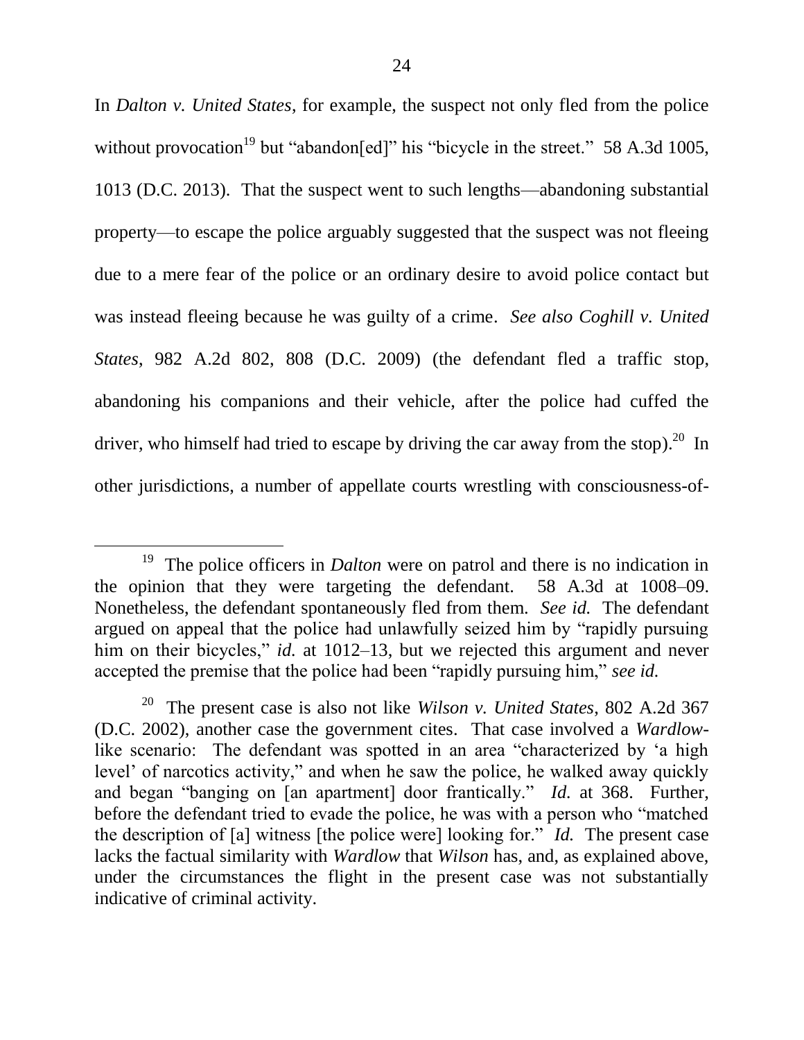In *Dalton v. United States*, for example, the suspect not only fled from the police without provocation[19] but "abandon[ed]" his "bicycle in the street." 58 A.3d 1005, 1013 (D.C. 2013). That the suspect went to such lengths—abandoning substantial property—to escape the police arguably suggested that the suspect was not fleeing due to a mere fear of the police or an ordinary desire to avoid police contact but was instead fleeing because he was guilty of a crime. *See also Coghill v. United States*, 982 A.2d 802, 808 (D.C. 2009) (the defendant fled a traffic stop, abandoning his companions and their vehicle, after the police had cuffed the driver, who himself had tried to escape by driving the car away from the stop).[20] In other jurisdictions, a number of appellate courts wrestling with consciousness-of-

---

[19] The police officers in *Dalton* were on patrol and there is no indication in the opinion that they were targeting the defendant. 58 A.3d at 1008–09. Nonetheless, the defendant spontaneously fled from them. *See id.* The defendant argued on appeal that the police had unlawfully seized him by "rapidly pursuing him on their bicycles," *id.* at 1012–13, but we rejected this argument and never accepted the premise that the police had been "rapidly pursuing him," *see id.*

[20] The present case is also not like *Wilson v. United States*, 802 A.2d 367 (D.C. 2002), another case the government cites. That case involved a *Wardlow*-like scenario: The defendant was spotted in an area "characterized by 'a high level' of narcotics activity," and when he saw the police, he walked away quickly and began "banging on [an apartment] door frantically." *Id.* at 368. Further, before the defendant tried to evade the police, he was with a person who "matched the description of [a] witness [the police were] looking for." *Id.* The present case lacks the factual similarity with *Wardlow* that *Wilson* has, and, as explained above, under the circumstances the flight in the present case was not substantially indicative of criminal activity.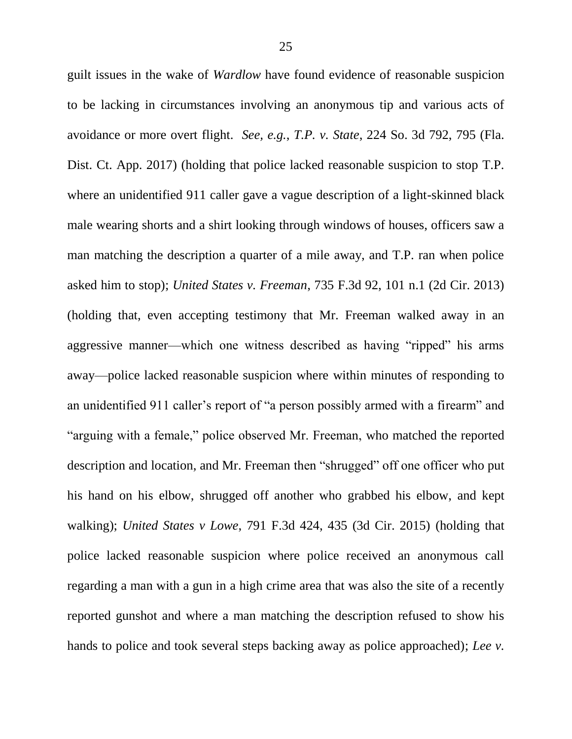guilt issues in the wake of *Wardlow* have found evidence of reasonable suspicion to be lacking in circumstances involving an anonymous tip and various acts of avoidance or more overt flight. *See, e.g.*, *T.P. v. State*, 224 So. 3d 792, 795 (Fla. Dist. Ct. App. 2017) (holding that police lacked reasonable suspicion to stop T.P. where an unidentified 911 caller gave a vague description of a light-skinned black male wearing shorts and a shirt looking through windows of houses, officers saw a man matching the description a quarter of a mile away, and T.P. ran when police asked him to stop); *United States v. Freeman*, 735 F.3d 92, 101 n.1 (2d Cir. 2013) (holding that, even accepting testimony that Mr. Freeman walked away in an aggressive manner—which one witness described as having "ripped" his arms away—police lacked reasonable suspicion where within minutes of responding to an unidentified 911 caller's report of "a person possibly armed with a firearm" and "arguing with a female," police observed Mr. Freeman, who matched the reported description and location, and Mr. Freeman then "shrugged" off one officer who put his hand on his elbow, shrugged off another who grabbed his elbow, and kept walking); *United States v Lowe*, 791 F.3d 424, 435 (3d Cir. 2015) (holding that police lacked reasonable suspicion where police received an anonymous call regarding a man with a gun in a high crime area that was also the site of a recently reported gunshot and where a man matching the description refused to show his hands to police and took several steps backing away as police approached); *Lee v.*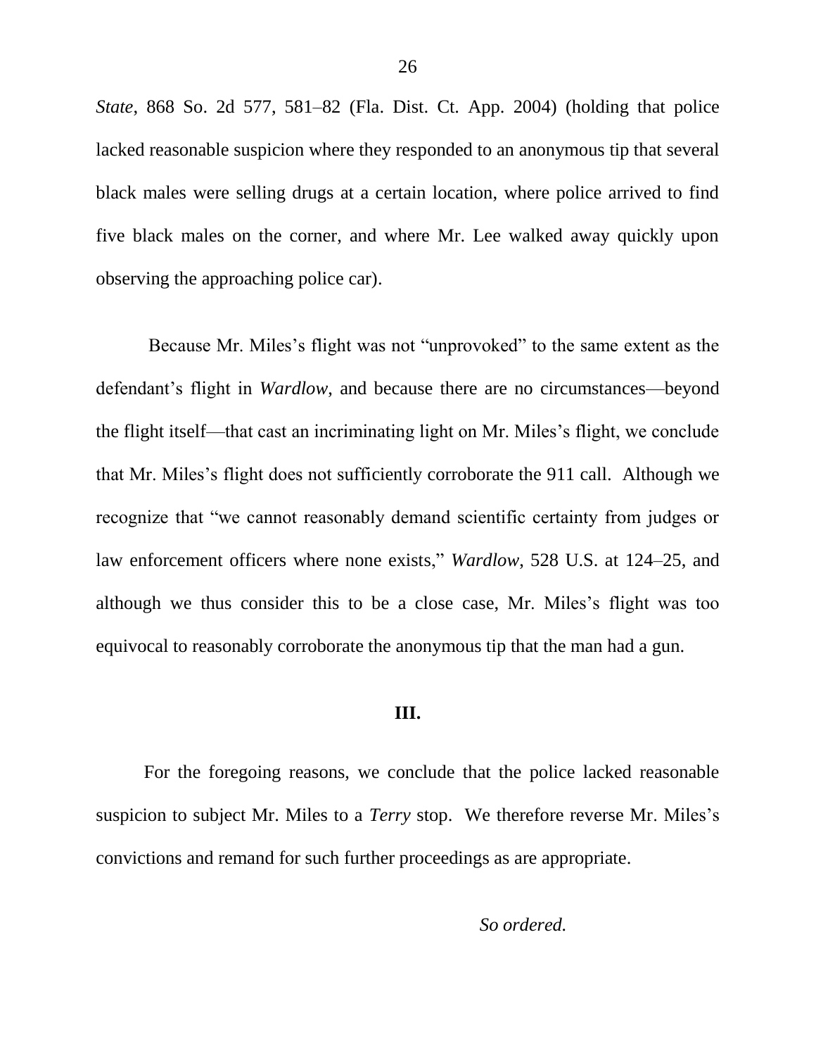*State*, 868 So. 2d 577, 581–82 (Fla. Dist. Ct. App. 2004) (holding that police lacked reasonable suspicion where they responded to an anonymous tip that several black males were selling drugs at a certain location, where police arrived to find five black males on the corner, and where Mr. Lee walked away quickly upon observing the approaching police car).

Because Mr. Miles's flight was not "unprovoked" to the same extent as the defendant's flight in *Wardlow*, and because there are no circumstances—beyond the flight itself—that cast an incriminating light on Mr. Miles's flight, we conclude that Mr. Miles's flight does not sufficiently corroborate the 911 call. Although we recognize that "we cannot reasonably demand scientific certainty from judges or law enforcement officers where none exists," *Wardlow*, 528 U.S. at 124–25, and although we thus consider this to be a close case, Mr. Miles's flight was too equivocal to reasonably corroborate the anonymous tip that the man had a gun.

## III.

For the foregoing reasons, we conclude that the police lacked reasonable suspicion to subject Mr. Miles to a *Terry* stop. We therefore reverse Mr. Miles's convictions and remand for such further proceedings as are appropriate.

*So ordered.*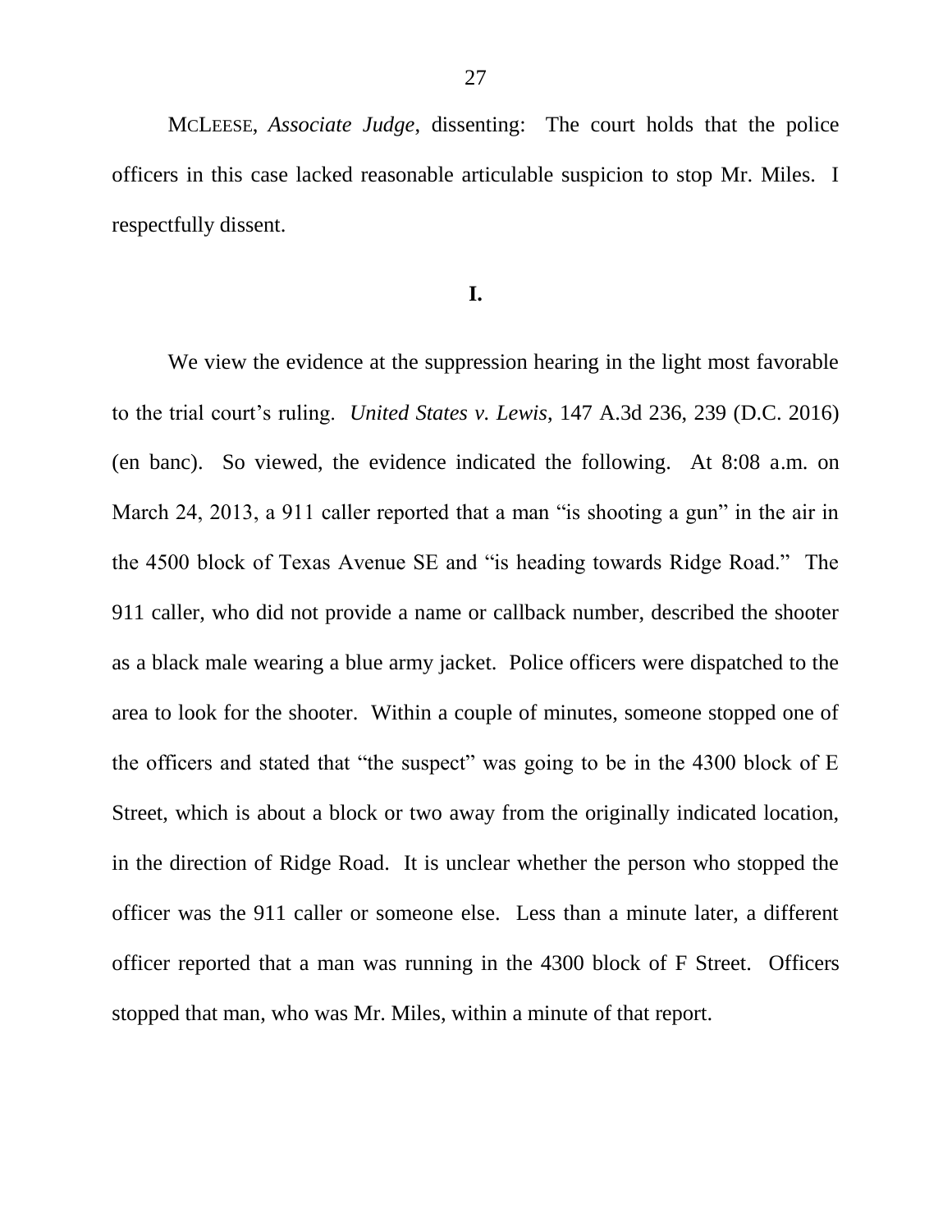MCLEESE, *Associate Judge*, dissenting: The court holds that the police officers in this case lacked reasonable articulable suspicion to stop Mr. Miles. I respectfully dissent.

**I.**

We view the evidence at the suppression hearing in the light most favorable to the trial court's ruling. *United States v. Lewis*, 147 A.3d 236, 239 (D.C. 2016) (en banc). So viewed, the evidence indicated the following. At 8:08 a.m. on March 24, 2013, a 911 caller reported that a man "is shooting a gun" in the air in the 4500 block of Texas Avenue SE and "is heading towards Ridge Road." The 911 caller, who did not provide a name or callback number, described the shooter as a black male wearing a blue army jacket. Police officers were dispatched to the area to look for the shooter. Within a couple of minutes, someone stopped one of the officers and stated that "the suspect" was going to be in the 4300 block of E Street, which is about a block or two away from the originally indicated location, in the direction of Ridge Road. It is unclear whether the person who stopped the officer was the 911 caller or someone else. Less than a minute later, a different officer reported that a man was running in the 4300 block of F Street. Officers stopped that man, who was Mr. Miles, within a minute of that report.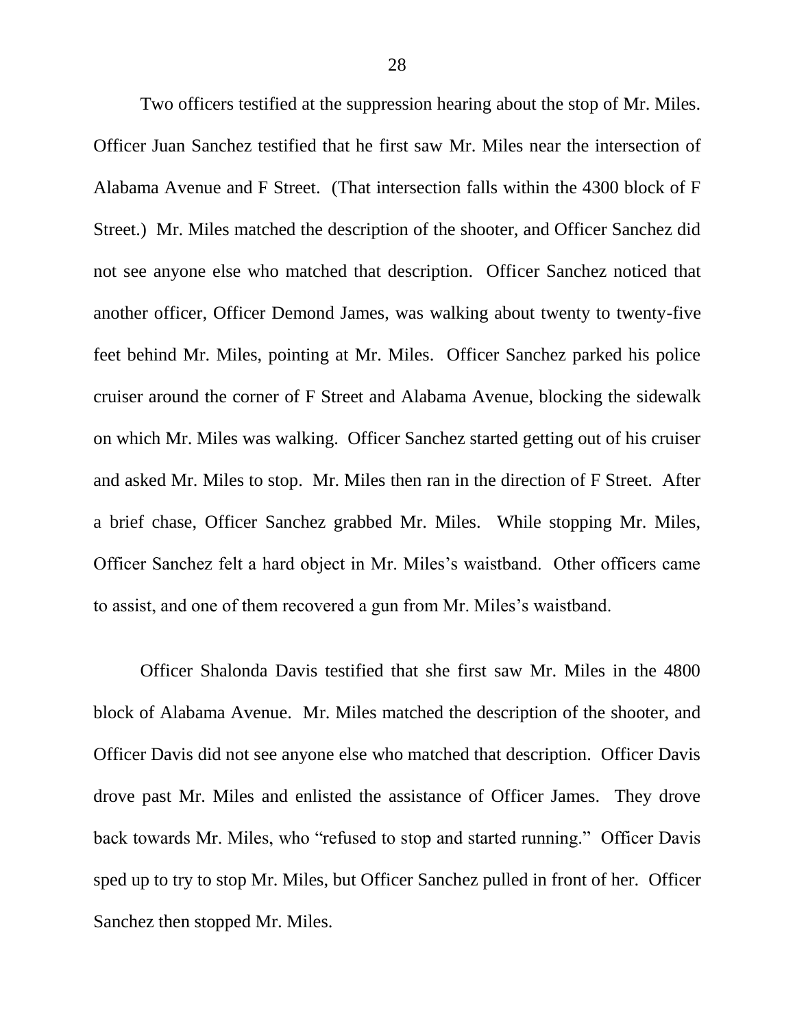Two officers testified at the suppression hearing about the stop of Mr. Miles. Officer Juan Sanchez testified that he first saw Mr. Miles near the intersection of Alabama Avenue and F Street. (That intersection falls within the 4300 block of F Street.) Mr. Miles matched the description of the shooter, and Officer Sanchez did not see anyone else who matched that description. Officer Sanchez noticed that another officer, Officer Demond James, was walking about twenty to twenty-five feet behind Mr. Miles, pointing at Mr. Miles. Officer Sanchez parked his police cruiser around the corner of F Street and Alabama Avenue, blocking the sidewalk on which Mr. Miles was walking. Officer Sanchez started getting out of his cruiser and asked Mr. Miles to stop. Mr. Miles then ran in the direction of F Street. After a brief chase, Officer Sanchez grabbed Mr. Miles. While stopping Mr. Miles, Officer Sanchez felt a hard object in Mr. Miles's waistband. Other officers came to assist, and one of them recovered a gun from Mr. Miles's waistband.

Officer Shalonda Davis testified that she first saw Mr. Miles in the 4800 block of Alabama Avenue. Mr. Miles matched the description of the shooter, and Officer Davis did not see anyone else who matched that description. Officer Davis drove past Mr. Miles and enlisted the assistance of Officer James. They drove back towards Mr. Miles, who "refused to stop and started running." Officer Davis sped up to try to stop Mr. Miles, but Officer Sanchez pulled in front of her. Officer Sanchez then stopped Mr. Miles.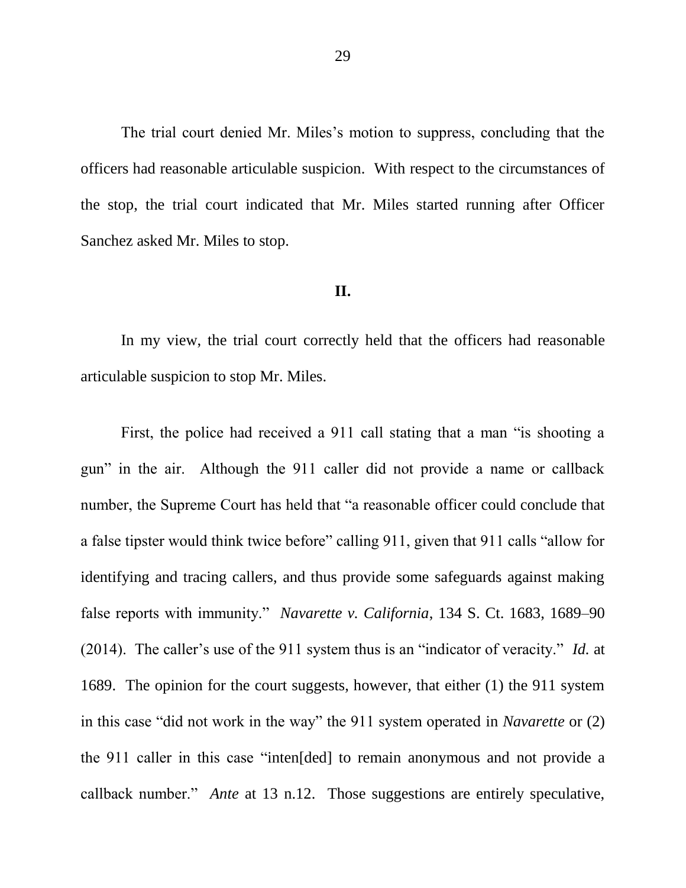The trial court denied Mr. Miles's motion to suppress, concluding that the officers had reasonable articulable suspicion. With respect to the circumstances of the stop, the trial court indicated that Mr. Miles started running after Officer Sanchez asked Mr. Miles to stop.

## II.

In my view, the trial court correctly held that the officers had reasonable articulable suspicion to stop Mr. Miles.

First, the police had received a 911 call stating that a man "is shooting a gun" in the air. Although the 911 caller did not provide a name or callback number, the Supreme Court has held that "a reasonable officer could conclude that a false tipster would think twice before" calling 911, given that 911 calls "allow for identifying and tracing callers, and thus provide some safeguards against making false reports with immunity." *Navarette v. California*, 134 S. Ct. 1683, 1689–90 (2014). The caller's use of the 911 system thus is an "indicator of veracity." *Id.* at 1689. The opinion for the court suggests, however, that either (1) the 911 system in this case "did not work in the way" the 911 system operated in *Navarette* or (2) the 911 caller in this case "inten[ded] to remain anonymous and not provide a callback number." *Ante* at 13 n.12. Those suggestions are entirely speculative,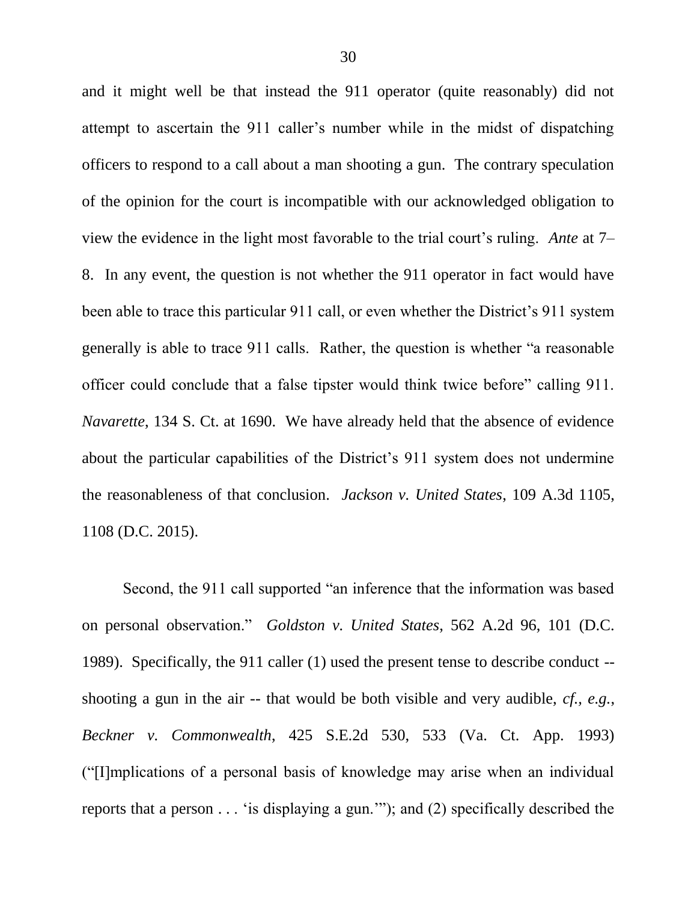and it might well be that instead the 911 operator (quite reasonably) did not attempt to ascertain the 911 caller's number while in the midst of dispatching officers to respond to a call about a man shooting a gun. The contrary speculation of the opinion for the court is incompatible with our acknowledged obligation to view the evidence in the light most favorable to the trial court's ruling. *Ante* at 7–8. In any event, the question is not whether the 911 operator in fact would have been able to trace this particular 911 call, or even whether the District's 911 system generally is able to trace 911 calls. Rather, the question is whether "a reasonable officer could conclude that a false tipster would think twice before" calling 911. *Navarette*, 134 S. Ct. at 1690. We have already held that the absence of evidence about the particular capabilities of the District's 911 system does not undermine the reasonableness of that conclusion. *Jackson v. United States*, 109 A.3d 1105, 1108 (D.C. 2015).

Second, the 911 call supported "an inference that the information was based on personal observation." *Goldston v. United States*, 562 A.2d 96, 101 (D.C. 1989). Specifically, the 911 caller (1) used the present tense to describe conduct -- shooting a gun in the air -- that would be both visible and very audible, *cf., e.g.*, *Beckner v. Commonwealth*, 425 S.E.2d 530, 533 (Va. Ct. App. 1993) ("[I]mplications of a personal basis of knowledge may arise when an individual reports that a person . . . 'is displaying a gun.'"); and (2) specifically described the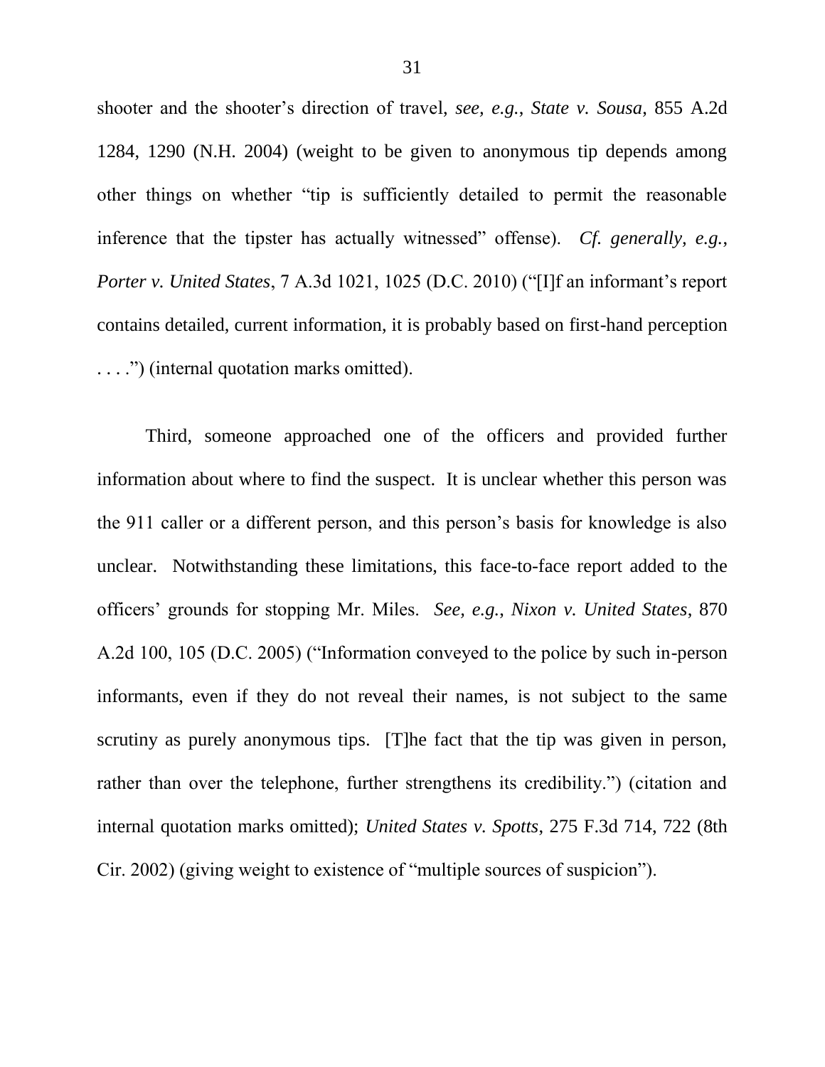shooter and the shooter's direction of travel, *see, e.g.*, *State v. Sousa*, 855 A.2d 1284, 1290 (N.H. 2004) (weight to be given to anonymous tip depends among other things on whether "tip is sufficiently detailed to permit the reasonable inference that the tipster has actually witnessed" offense). *Cf. generally, e.g.*, *Porter v. United States*, 7 A.3d 1021, 1025 (D.C. 2010) ("[I]f an informant's report contains detailed, current information, it is probably based on first-hand perception . . . .") (internal quotation marks omitted).

Third, someone approached one of the officers and provided further information about where to find the suspect. It is unclear whether this person was the 911 caller or a different person, and this person's basis for knowledge is also unclear. Notwithstanding these limitations, this face-to-face report added to the officers' grounds for stopping Mr. Miles. *See, e.g.*, *Nixon v. United States*, 870 A.2d 100, 105 (D.C. 2005) ("Information conveyed to the police by such in-person informants, even if they do not reveal their names, is not subject to the same scrutiny as purely anonymous tips. [T]he fact that the tip was given in person, rather than over the telephone, further strengthens its credibility.") (citation and internal quotation marks omitted); *United States v. Spotts*, 275 F.3d 714, 722 (8th Cir. 2002) (giving weight to existence of "multiple sources of suspicion").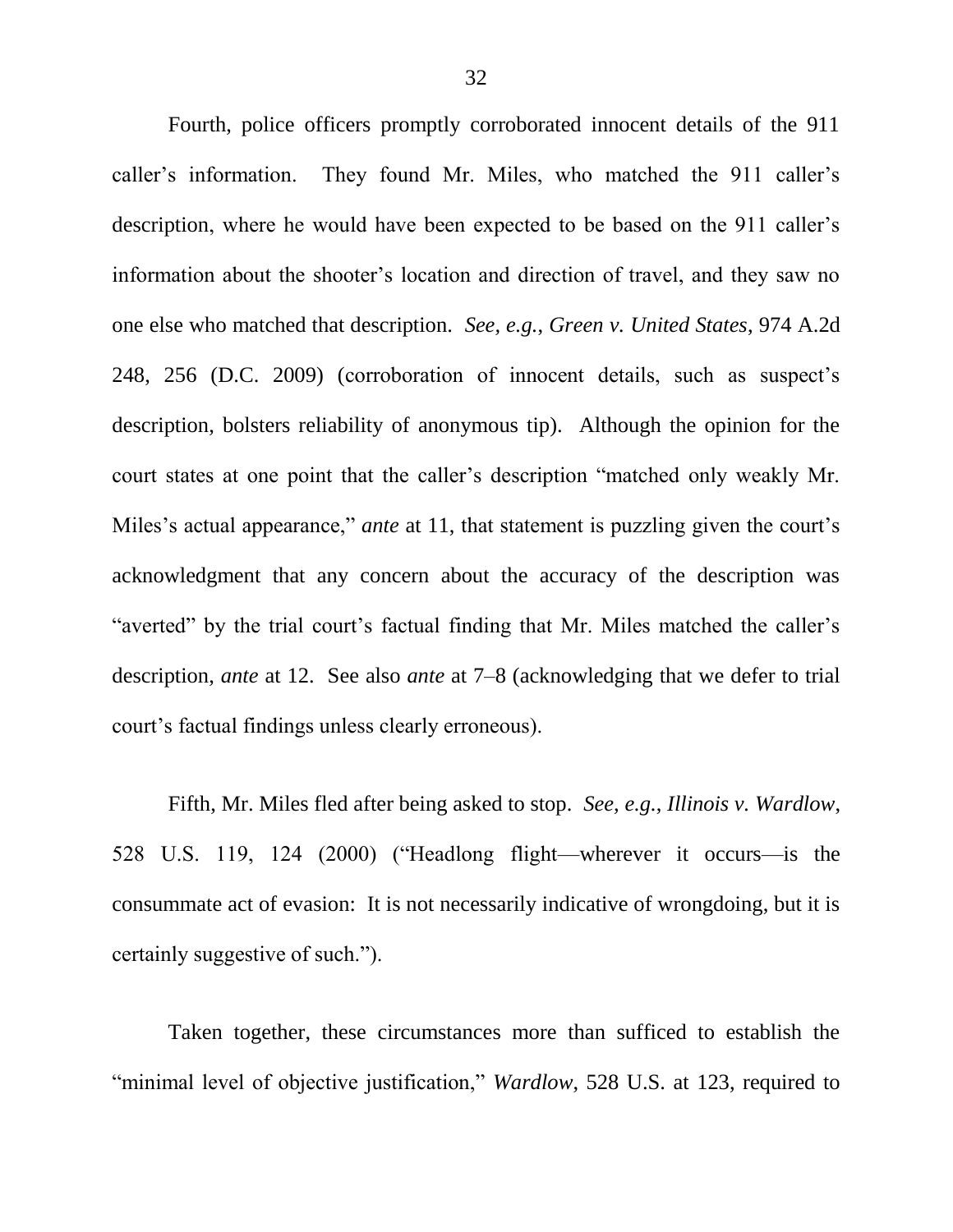Fourth, police officers promptly corroborated innocent details of the 911 caller's information. They found Mr. Miles, who matched the 911 caller's description, where he would have been expected to be based on the 911 caller's information about the shooter's location and direction of travel, and they saw no one else who matched that description. *See, e.g.*, *Green v. United States*, 974 A.2d 248, 256 (D.C. 2009) (corroboration of innocent details, such as suspect's description, bolsters reliability of anonymous tip). Although the opinion for the court states at one point that the caller's description "matched only weakly Mr. Miles's actual appearance," *ante* at 11, that statement is puzzling given the court's acknowledgment that any concern about the accuracy of the description was "averted" by the trial court's factual finding that Mr. Miles matched the caller's description, *ante* at 12. See also *ante* at 7–8 (acknowledging that we defer to trial court's factual findings unless clearly erroneous).

Fifth, Mr. Miles fled after being asked to stop. *See, e.g.*, *Illinois v. Wardlow*, 528 U.S. 119, 124 (2000) ("Headlong flight—wherever it occurs—is the consummate act of evasion: It is not necessarily indicative of wrongdoing, but it is certainly suggestive of such.").

Taken together, these circumstances more than sufficed to establish the "minimal level of objective justification," *Wardlow*, 528 U.S. at 123, required to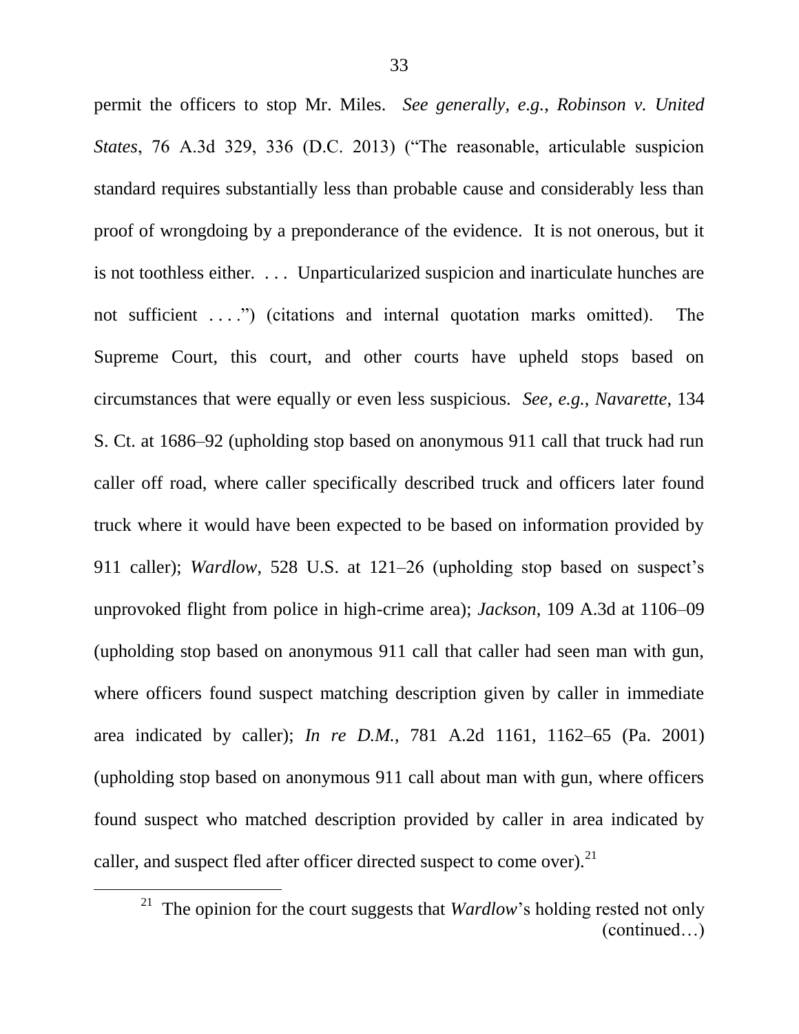permit the officers to stop Mr. Miles. *See generally, e.g.*, *Robinson v. United States*, 76 A.3d 329, 336 (D.C. 2013) ("The reasonable, articulable suspicion standard requires substantially less than probable cause and considerably less than proof of wrongdoing by a preponderance of the evidence. It is not onerous, but it is not toothless either. . . . Unparticularized suspicion and inarticulate hunches are not sufficient . . . .") (citations and internal quotation marks omitted). The Supreme Court, this court, and other courts have upheld stops based on circumstances that were equally or even less suspicious. *See, e.g.*, *Navarette*, 134 S. Ct. at 1686–92 (upholding stop based on anonymous 911 call that truck had run caller off road, where caller specifically described truck and officers later found truck where it would have been expected to be based on information provided by 911 caller); *Wardlow*, 528 U.S. at 121–26 (upholding stop based on suspect's unprovoked flight from police in high-crime area); *Jackson*, 109 A.3d at 1106–09 (upholding stop based on anonymous 911 call that caller had seen man with gun, where officers found suspect matching description given by caller in immediate area indicated by caller); *In re D.M.*, 781 A.2d 1161, 1162–65 (Pa. 2001) (upholding stop based on anonymous 911 call about man with gun, where officers found suspect who matched description provided by caller in area indicated by caller, and suspect fled after officer directed suspect to come over).[21]

---

[21] The opinion for the court suggests that *Wardlow*'s holding rested not only (continued…)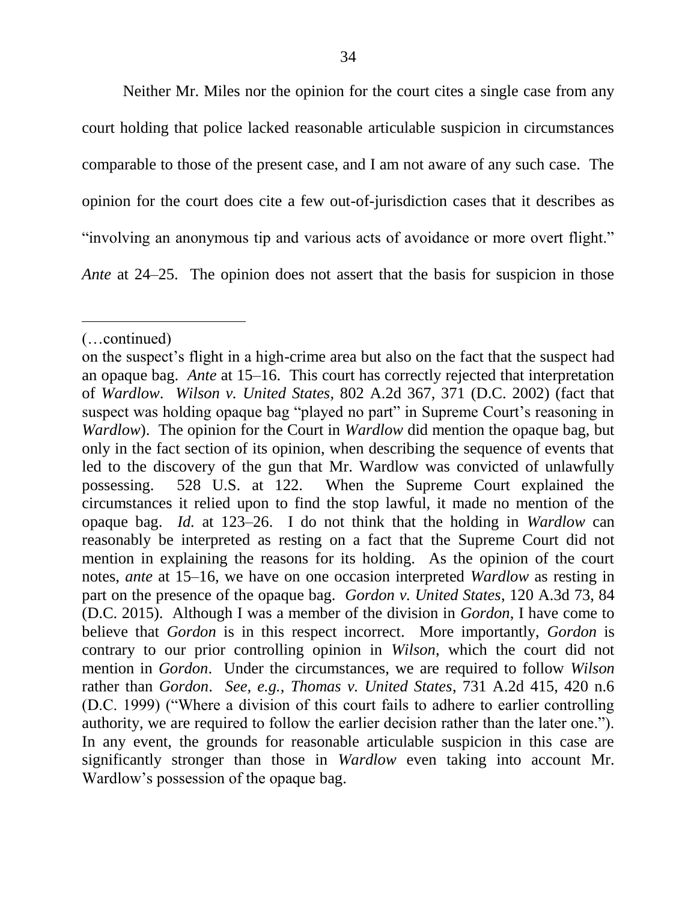Neither Mr. Miles nor the opinion for the court cites a single case from any court holding that police lacked reasonable articulable suspicion in circumstances comparable to those of the present case, and I am not aware of any such case. The opinion for the court does cite a few out-of-jurisdiction cases that it describes as "involving an anonymous tip and various acts of avoidance or more overt flight." *Ante* at 24–25. The opinion does not assert that the basis for suspicion in those

---

(…continued)

on the suspect's flight in a high-crime area but also on the fact that the suspect had an opaque bag. *Ante* at 15–16. This court has correctly rejected that interpretation of *Wardlow*. *Wilson v. United States*, 802 A.2d 367, 371 (D.C. 2002) (fact that suspect was holding opaque bag "played no part" in Supreme Court's reasoning in *Wardlow*). The opinion for the Court in *Wardlow* did mention the opaque bag, but only in the fact section of its opinion, when describing the sequence of events that led to the discovery of the gun that Mr. Wardlow was convicted of unlawfully possessing. 528 U.S. at 122. When the Supreme Court explained the circumstances it relied upon to find the stop lawful, it made no mention of the opaque bag. *Id.* at 123–26. I do not think that the holding in *Wardlow* can reasonably be interpreted as resting on a fact that the Supreme Court did not mention in explaining the reasons for its holding. As the opinion of the court notes, *ante* at 15–16, we have on one occasion interpreted *Wardlow* as resting in part on the presence of the opaque bag. *Gordon v. United States*, 120 A.3d 73, 84 (D.C. 2015). Although I was a member of the division in *Gordon*, I have come to believe that *Gordon* is in this respect incorrect. More importantly, *Gordon* is contrary to our prior controlling opinion in *Wilson*, which the court did not mention in *Gordon*. Under the circumstances, we are required to follow *Wilson* rather than *Gordon*. *See, e.g.*, *Thomas v. United States*, 731 A.2d 415, 420 n.6 (D.C. 1999) ("Where a division of this court fails to adhere to earlier controlling authority, we are required to follow the earlier decision rather than the later one."). In any event, the grounds for reasonable articulable suspicion in this case are significantly stronger than those in *Wardlow* even taking into account Mr. Wardlow's possession of the opaque bag.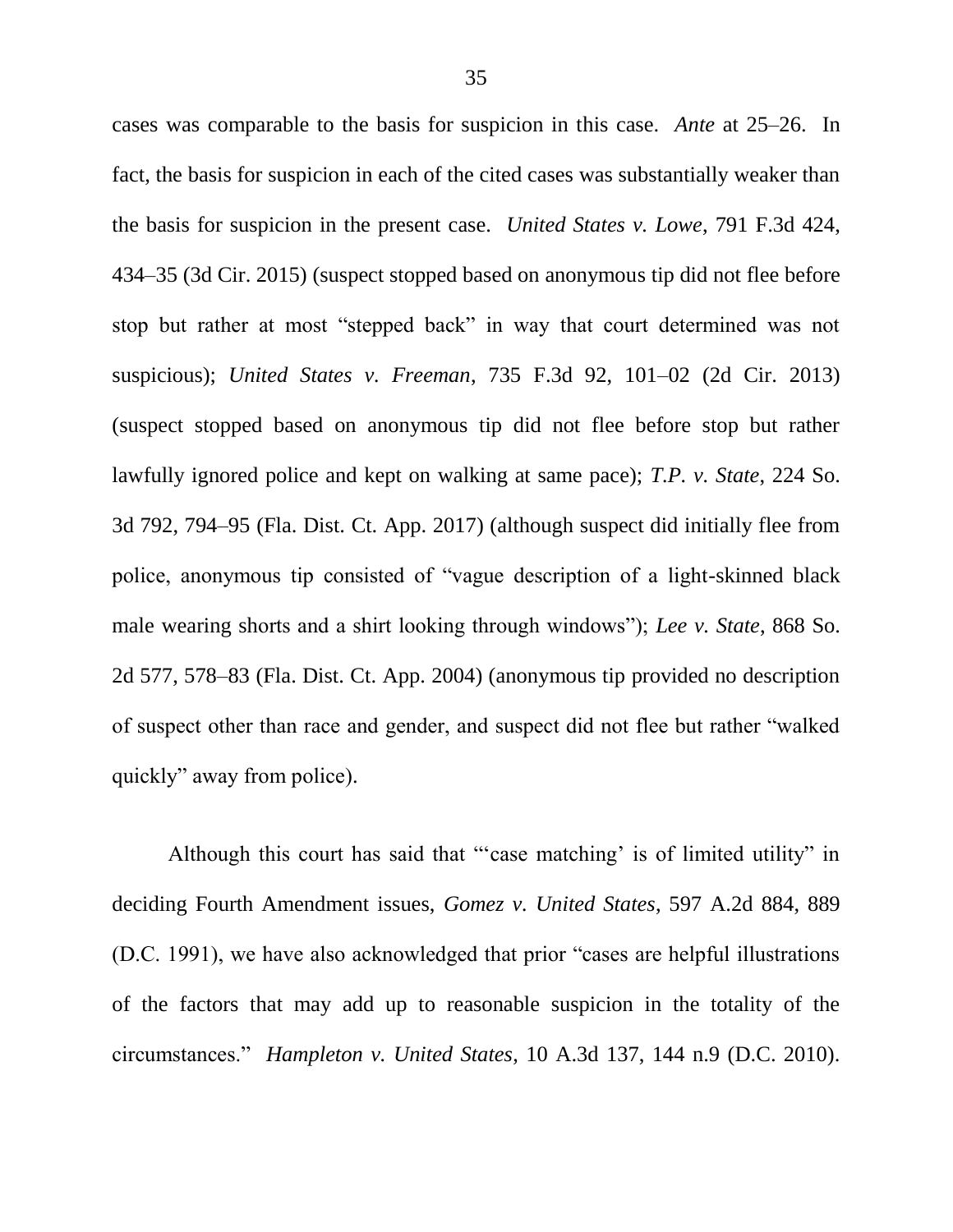cases was comparable to the basis for suspicion in this case. *Ante* at 25–26. In fact, the basis for suspicion in each of the cited cases was substantially weaker than the basis for suspicion in the present case. *United States v. Lowe*, 791 F.3d 424, 434–35 (3d Cir. 2015) (suspect stopped based on anonymous tip did not flee before stop but rather at most "stepped back" in way that court determined was not suspicious); *United States v. Freeman*, 735 F.3d 92, 101–02 (2d Cir. 2013) (suspect stopped based on anonymous tip did not flee before stop but rather lawfully ignored police and kept on walking at same pace); *T.P. v. State*, 224 So. 3d 792, 794–95 (Fla. Dist. Ct. App. 2017) (although suspect did initially flee from police, anonymous tip consisted of "vague description of a light-skinned black male wearing shorts and a shirt looking through windows"); *Lee v. State*, 868 So. 2d 577, 578–83 (Fla. Dist. Ct. App. 2004) (anonymous tip provided no description of suspect other than race and gender, and suspect did not flee but rather "walked quickly" away from police).

Although this court has said that "'case matching' is of limited utility" in deciding Fourth Amendment issues, *Gomez v. United States*, 597 A.2d 884, 889 (D.C. 1991), we have also acknowledged that prior "cases are helpful illustrations of the factors that may add up to reasonable suspicion in the totality of the circumstances." *Hampleton v. United States*, 10 A.3d 137, 144 n.9 (D.C. 2010).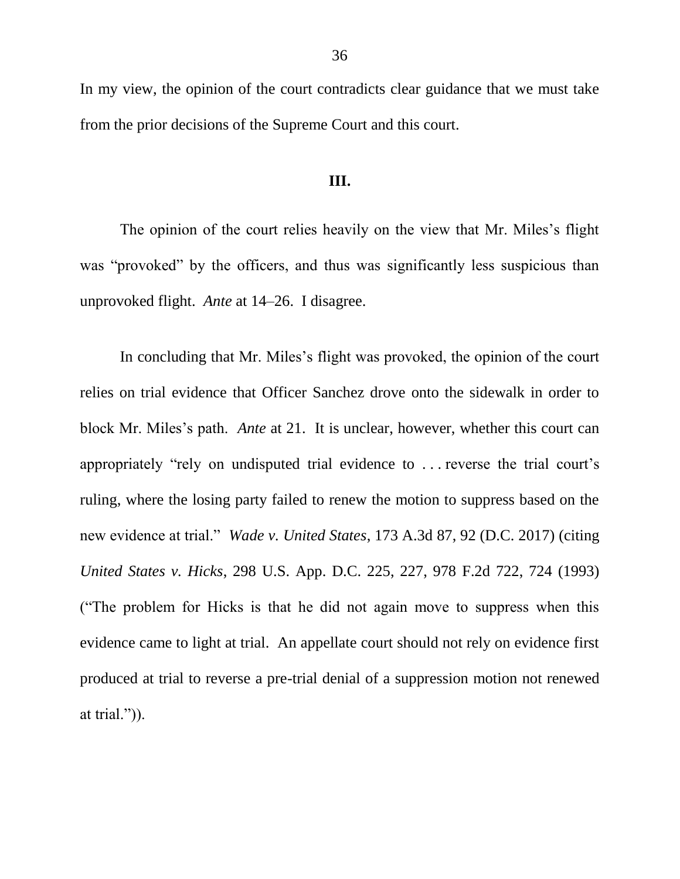In my view, the opinion of the court contradicts clear guidance that we must take from the prior decisions of the Supreme Court and this court.

### III.

The opinion of the court relies heavily on the view that Mr. Miles's flight was "provoked" by the officers, and thus was significantly less suspicious than unprovoked flight. *Ante* at 14–26. I disagree.

In concluding that Mr. Miles's flight was provoked, the opinion of the court relies on trial evidence that Officer Sanchez drove onto the sidewalk in order to block Mr. Miles's path. *Ante* at 21. It is unclear, however, whether this court can appropriately "rely on undisputed trial evidence to . . . reverse the trial court's ruling, where the losing party failed to renew the motion to suppress based on the new evidence at trial." *Wade v. United States*, 173 A.3d 87, 92 (D.C. 2017) (citing *United States v. Hicks*, 298 U.S. App. D.C. 225, 227, 978 F.2d 722, 724 (1993) ("The problem for Hicks is that he did not again move to suppress when this evidence came to light at trial. An appellate court should not rely on evidence first produced at trial to reverse a pre-trial denial of a suppression motion not renewed at trial.")).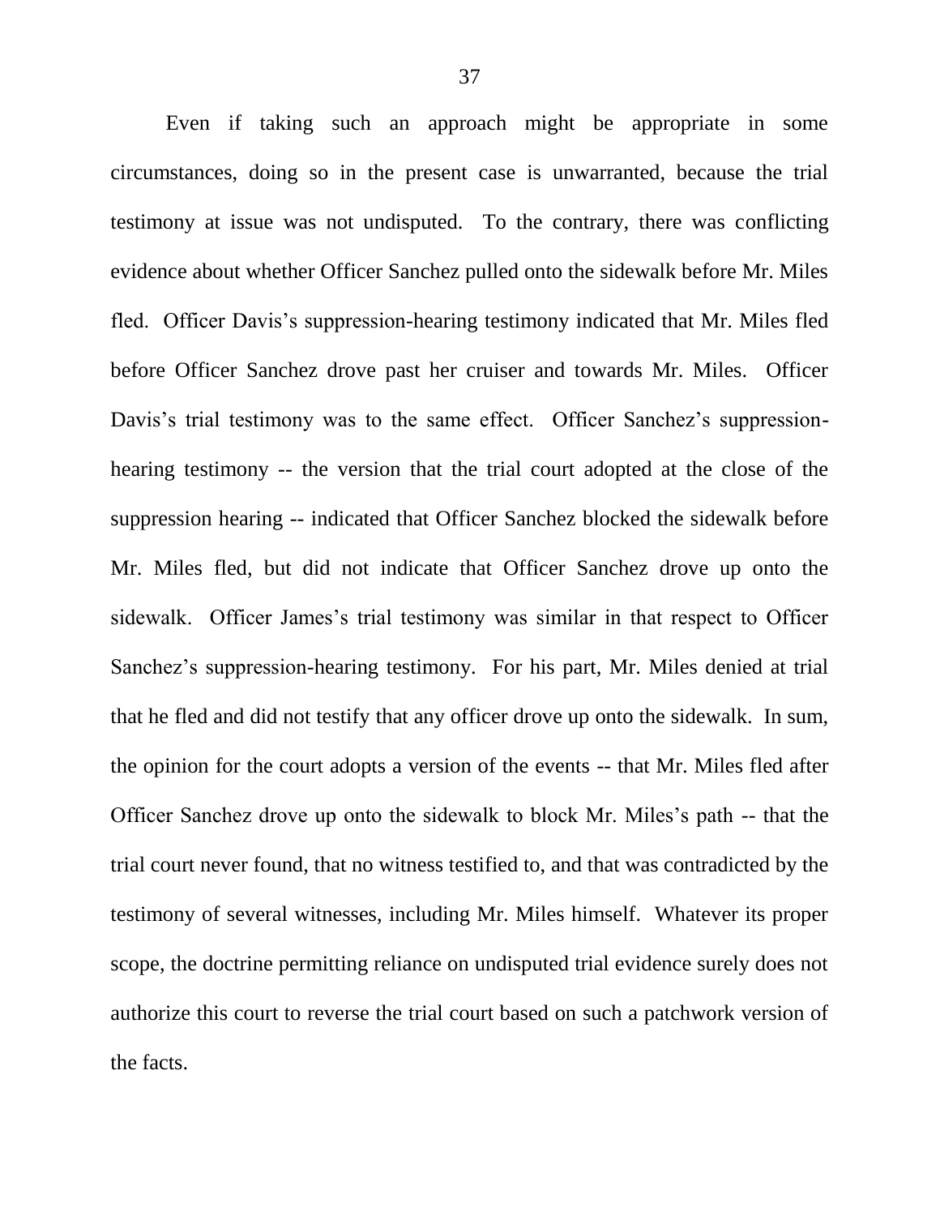Even if taking such an approach might be appropriate in some circumstances, doing so in the present case is unwarranted, because the trial testimony at issue was not undisputed. To the contrary, there was conflicting evidence about whether Officer Sanchez pulled onto the sidewalk before Mr. Miles fled. Officer Davis's suppression-hearing testimony indicated that Mr. Miles fled before Officer Sanchez drove past her cruiser and towards Mr. Miles. Officer Davis's trial testimony was to the same effect. Officer Sanchez's suppression-hearing testimony -- the version that the trial court adopted at the close of the suppression hearing -- indicated that Officer Sanchez blocked the sidewalk before Mr. Miles fled, but did not indicate that Officer Sanchez drove up onto the sidewalk. Officer James's trial testimony was similar in that respect to Officer Sanchez's suppression-hearing testimony. For his part, Mr. Miles denied at trial that he fled and did not testify that any officer drove up onto the sidewalk. In sum, the opinion for the court adopts a version of the events -- that Mr. Miles fled after Officer Sanchez drove up onto the sidewalk to block Mr. Miles's path -- that the trial court never found, that no witness testified to, and that was contradicted by the testimony of several witnesses, including Mr. Miles himself. Whatever its proper scope, the doctrine permitting reliance on undisputed trial evidence surely does not authorize this court to reverse the trial court based on such a patchwork version of the facts.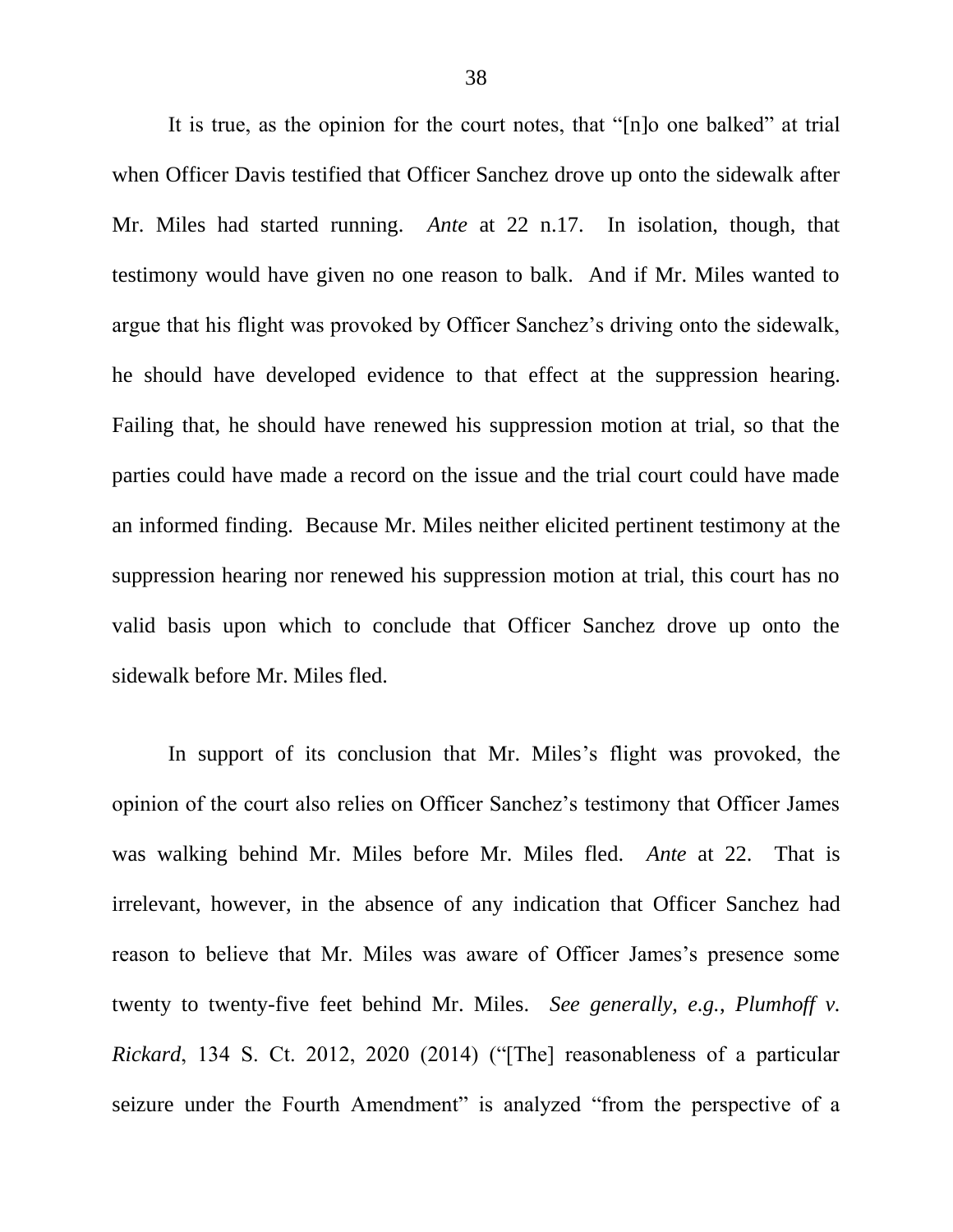It is true, as the opinion for the court notes, that "[n]o one balked" at trial when Officer Davis testified that Officer Sanchez drove up onto the sidewalk after Mr. Miles had started running. *Ante* at 22 n.17. In isolation, though, that testimony would have given no one reason to balk. And if Mr. Miles wanted to argue that his flight was provoked by Officer Sanchez's driving onto the sidewalk, he should have developed evidence to that effect at the suppression hearing. Failing that, he should have renewed his suppression motion at trial, so that the parties could have made a record on the issue and the trial court could have made an informed finding. Because Mr. Miles neither elicited pertinent testimony at the suppression hearing nor renewed his suppression motion at trial, this court has no valid basis upon which to conclude that Officer Sanchez drove up onto the sidewalk before Mr. Miles fled.

In support of its conclusion that Mr. Miles's flight was provoked, the opinion of the court also relies on Officer Sanchez's testimony that Officer James was walking behind Mr. Miles before Mr. Miles fled. *Ante* at 22. That is irrelevant, however, in the absence of any indication that Officer Sanchez had reason to believe that Mr. Miles was aware of Officer James's presence some twenty to twenty-five feet behind Mr. Miles. *See generally, e.g.*, *Plumhoff v. Rickard*, 134 S. Ct. 2012, 2020 (2014) ("[The] reasonableness of a particular seizure under the Fourth Amendment" is analyzed "from the perspective of a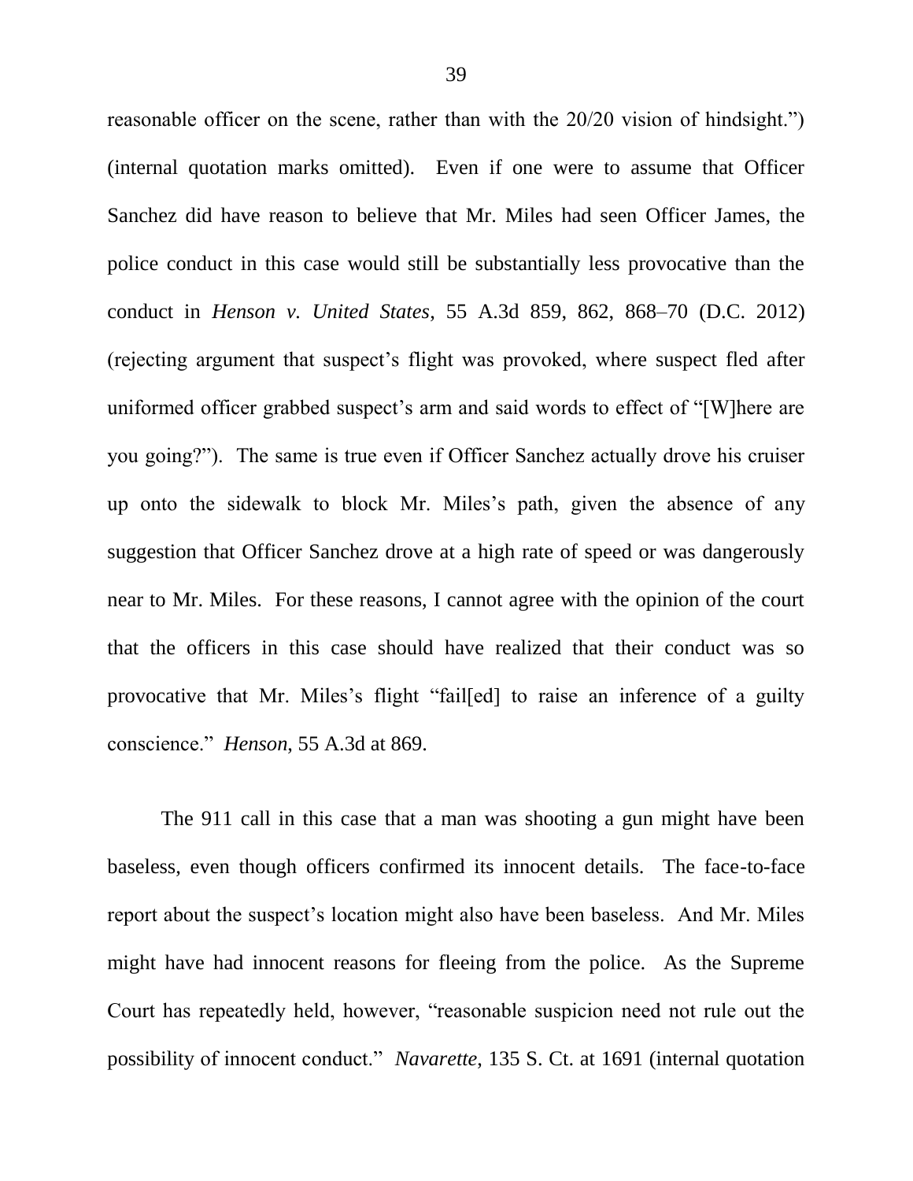reasonable officer on the scene, rather than with the 20/20 vision of hindsight.") (internal quotation marks omitted). Even if one were to assume that Officer Sanchez did have reason to believe that Mr. Miles had seen Officer James, the police conduct in this case would still be substantially less provocative than the conduct in *Henson v. United States*, 55 A.3d 859, 862, 868–70 (D.C. 2012) (rejecting argument that suspect's flight was provoked, where suspect fled after uniformed officer grabbed suspect's arm and said words to effect of "[W]here are you going?"). The same is true even if Officer Sanchez actually drove his cruiser up onto the sidewalk to block Mr. Miles's path, given the absence of any suggestion that Officer Sanchez drove at a high rate of speed or was dangerously near to Mr. Miles. For these reasons, I cannot agree with the opinion of the court that the officers in this case should have realized that their conduct was so provocative that Mr. Miles's flight "fail[ed] to raise an inference of a guilty conscience." *Henson*, 55 A.3d at 869.

The 911 call in this case that a man was shooting a gun might have been baseless, even though officers confirmed its innocent details. The face-to-face report about the suspect's location might also have been baseless. And Mr. Miles might have had innocent reasons for fleeing from the police. As the Supreme Court has repeatedly held, however, "reasonable suspicion need not rule out the possibility of innocent conduct." *Navarette*, 135 S. Ct. at 1691 (internal quotation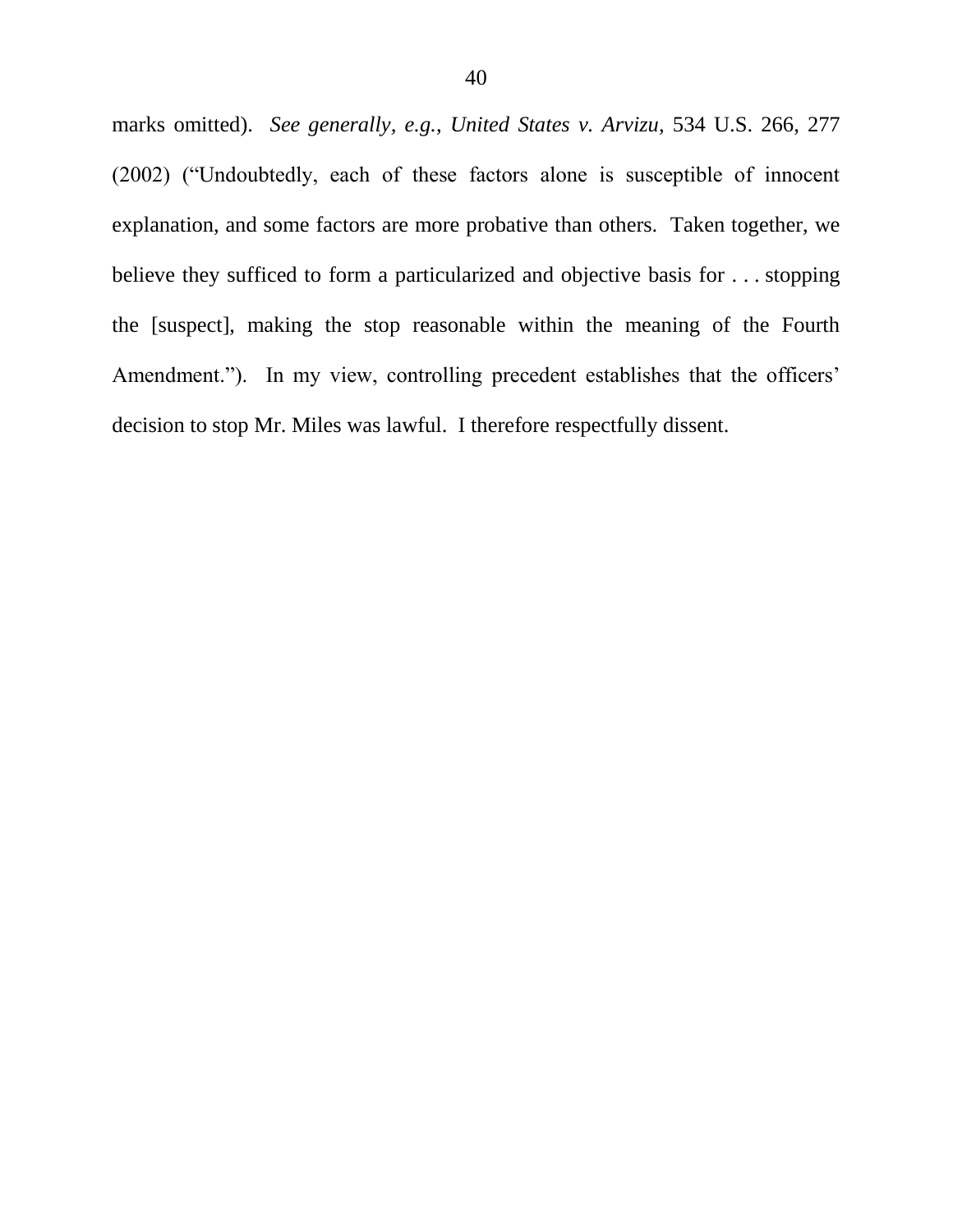marks omitted). *See generally, e.g.*, *United States v. Arvizu*, 534 U.S. 266, 277 (2002) ("Undoubtedly, each of these factors alone is susceptible of innocent explanation, and some factors are more probative than others. Taken together, we believe they sufficed to form a particularized and objective basis for . . . stopping the [suspect], making the stop reasonable within the meaning of the Fourth Amendment."). In my view, controlling precedent establishes that the officers' decision to stop Mr. Miles was lawful. I therefore respectfully dissent.